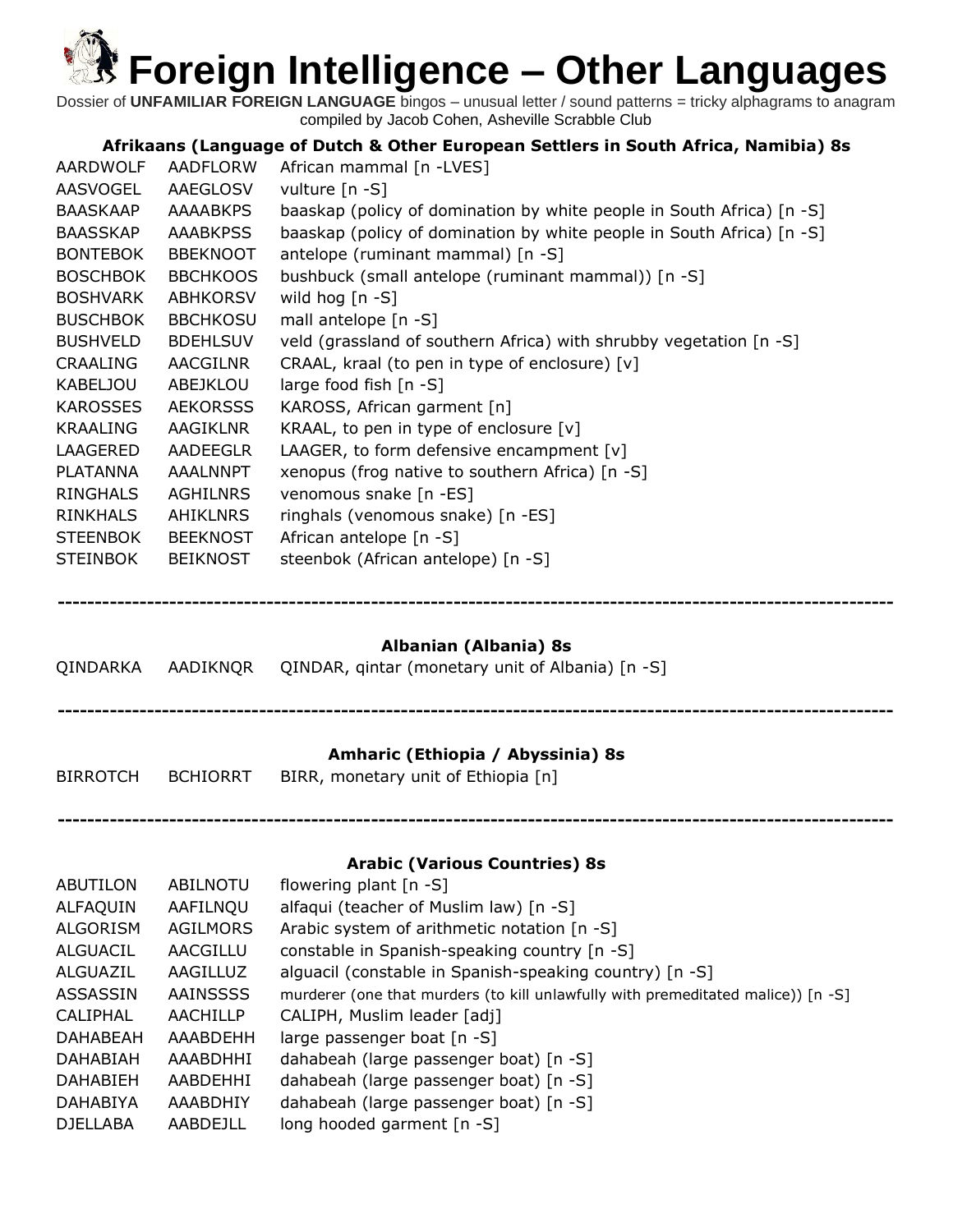# Foreign Intelligence – Other Languages

Dossier of **UNFAMILIAR FOREIGN LANGUAGE** bingos – unusual letter / sound patterns = tricky alphagrams to anagram
compiled by Jacob Cohen, Asheville Scrabble Club

### Afrikaans (Language of Dutch & Other European Settlers in South Africa, Namibia) 8s

| | | |
|---|---|---|
| AARDWOLF | AADFLORW | African mammal [n -LVES] |
| AASVOGEL | AAEGLOSV | vulture [n -S] |
| BAASKAAP | AAAABKPS | baaskap (policy of domination by white people in South Africa) [n -S] |
| BAASSKAP | AAABKPSS | baaskap (policy of domination by white people in South Africa) [n -S] |
| BONTEBOK | BBEKNOOT | antelope (ruminant mammal) [n -S] |
| BOSCHBOK | BBCHKOOS | bushbuck (small antelope (ruminant mammal)) [n -S] |
| BOSHVARK | ABHKORSV | wild hog [n -S] |
| BUSCHBOK | BBCHKOSU | mall antelope [n -S] |
| BUSHVELD | BDEHLSUV | veld (grassland of southern Africa) with shrubby vegetation [n -S] |
| CRAALING | AACGILNR | CRAAL, kraal (to pen in type of enclosure) [v] |
| KABELJOU | ABEJKLOU | large food fish [n -S] |
| KAROSSES | AEKORSSS | KAROSS, African garment [n] |
| KRAALING | AAGIKLNR | KRAAL, to pen in type of enclosure [v] |
| LAAGERED | AADEEGLR | LAAGER, to form defensive encampment [v] |
| PLATANNA | AAALNNPT | xenopus (frog native to southern Africa) [n -S] |
| RINGHALS | AGHILNRS | venomous snake [n -ES] |
| RINKHALS | AHIKLNRS | ringhals (venomous snake) [n -ES] |
| STEENBOK | BEEKNOST | African antelope [n -S] |
| STEINBOK | BEIKNOST | steenbok (African antelope) [n -S] |

---

### Albanian (Albania) 8s

| | | |
|---|---|---|
| QINDARKA | AADIKNQR | QINDAR, qintar (monetary unit of Albania) [n -S] |

---

### Amharic (Ethiopia / Abyssinia) 8s

| | | |
|---|---|---|
| BIRROTCH | BCHIORRT | BIRR, monetary unit of Ethiopia [n] |

---

### Arabic (Various Countries) 8s

| | | |
|---|---|---|
| ABUTILON | ABILNOTU | flowering plant [n -S] |
| ALFAQUIN | AAFILNQU | alfaqui (teacher of Muslim law) [n -S] |
| ALGORISM | AGILMORS | Arabic system of arithmetic notation [n -S] |
| ALGUACIL | AACGILLU | constable in Spanish-speaking country [n -S] |
| ALGUAZIL | AAGILLUZ | alguacil (constable in Spanish-speaking country) [n -S] |
| ASSASSIN | AAINSSSS | murderer (one that murders (to kill unlawfully with premeditated malice)) [n -S] |
| CALIPHAL | AACHILLP | CALIPH, Muslim leader [adj] |
| DAHABEAH | AAABDEHH | large passenger boat [n -S] |
| DAHABIAH | AAABDHHI | dahabeah (large passenger boat) [n -S] |
| DAHABIEH | AABDEHHI | dahabeah (large passenger boat) [n -S] |
| DAHABIYA | AAABDHIY | dahabeah (large passenger boat) [n -S] |
| DJELLABA | AABDEJLL | long hooded garment [n -S] |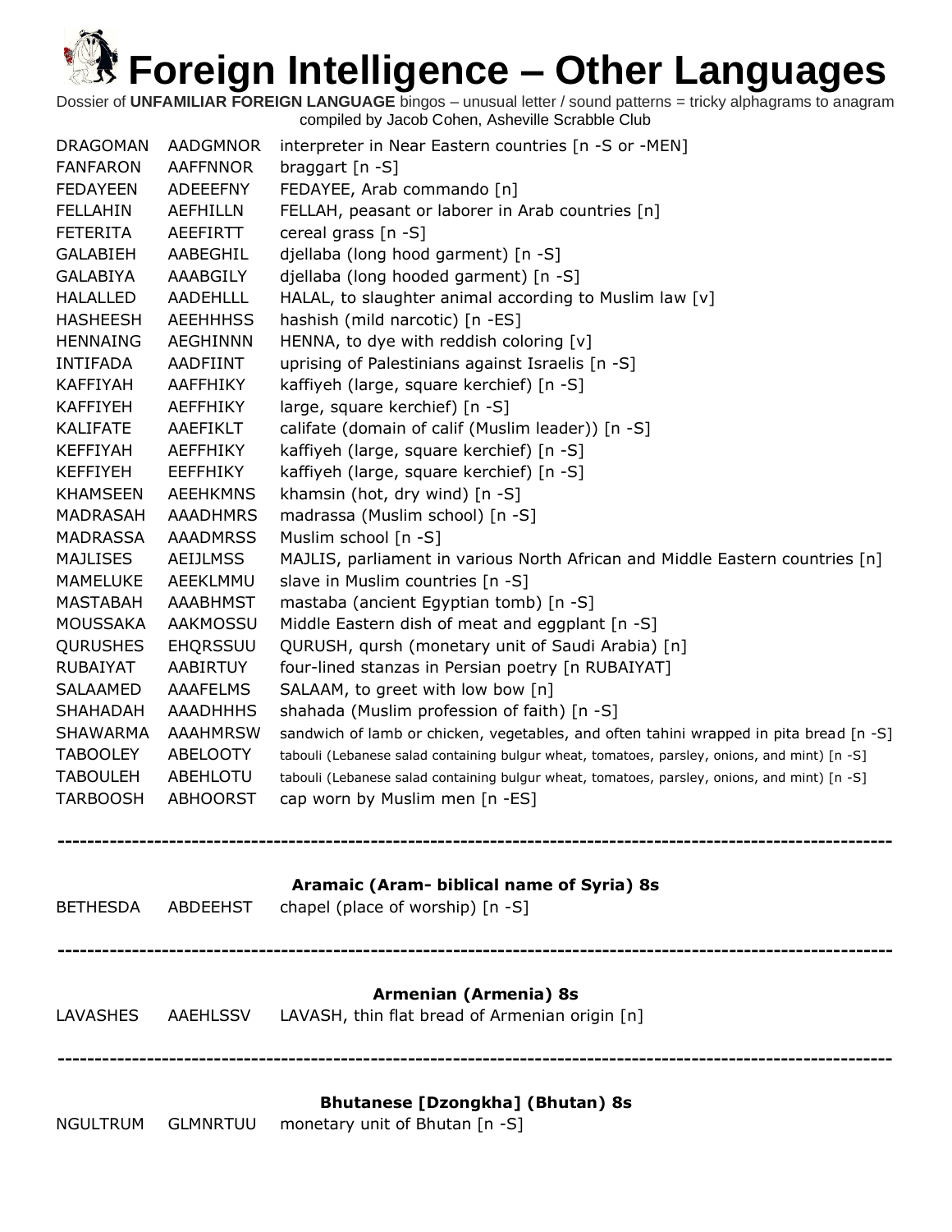# Foreign Intelligence – Other Languages

Dossier of **UNFAMILIAR FOREIGN LANGUAGE** bingos – unusual letter / sound patterns = tricky alphagrams to anagram
compiled by Jacob Cohen, Asheville Scrabble Club

| | | |
|---|---|---|
| DRAGOMAN | AADGMNOR | interpreter in Near Eastern countries [n -S or -MEN] |
| FANFARON | AAFFNNOR | braggart [n -S] |
| FEDAYEEN | ADEEEFNY | FEDAYEE, Arab commando [n] |
| FELLAHIN | AEFHILLN | FELLAH, peasant or laborer in Arab countries [n] |
| FETERITA | AEEFIRTT | cereal grass [n -S] |
| GALABIEH | AABEGHIL | djellaba (long hood garment) [n -S] |
| GALABIYA | AAABGILY | djellaba (long hooded garment) [n -S] |
| HALALLED | AADEHLLL | HALAL, to slaughter animal according to Muslim law [v] |
| HASHEESH | AEEHHHSS | hashish (mild narcotic) [n -ES] |
| HENNAING | AEGHINNN | HENNA, to dye with reddish coloring [v] |
| INTIFADA | AADFIINT | uprising of Palestinians against Israelis [n -S] |
| KAFFIYAH | AAFFHIKY | kaffiyeh (large, square kerchief) [n -S] |
| KAFFIYEH | AEFFHIKY | large, square kerchief) [n -S] |
| KALIFATE | AAEFIKLT | califate (domain of calif (Muslim leader)) [n -S] |
| KEFFIYAH | AEFFHIKY | kaffiyeh (large, square kerchief) [n -S] |
| KEFFIYEH | EEFFHIKY | kaffiyeh (large, square kerchief) [n -S] |
| KHAMSEEN | AEEHKMNS | khamsin (hot, dry wind) [n -S] |
| MADRASAH | AAADHMRS | madrassa (Muslim school) [n -S] |
| MADRASSA | AAADMRSS | Muslim school [n -S] |
| MAJLISES | AEIJLMSS | MAJLIS, parliament in various North African and Middle Eastern countries [n] |
| MAMELUKE | AEEKLMMU | slave in Muslim countries [n -S] |
| MASTABAH | AAABHMST | mastaba (ancient Egyptian tomb) [n -S] |
| MOUSSAKA | AAKMOSSU | Middle Eastern dish of meat and eggplant [n -S] |
| QURUSHES | EHQRSSUU | QURUSH, qursh (monetary unit of Saudi Arabia) [n] |
| RUBAIYAT | AABIRTUY | four-lined stanzas in Persian poetry [n RUBAIYAT] |
| SALAAMED | AAAFELMS | SALAAM, to greet with low bow [n] |
| SHAHADAH | AAADHHHS | shahada (Muslim profession of faith) [n -S] |
| SHAWARMA | AAAHMRSW | sandwich of lamb or chicken, vegetables, and often tahini wrapped in pita bread [n -S] |
| TABOOLEY | ABELOOTY | tabouli (Lebanese salad containing bulgur wheat, tomatoes, parsley, onions, and mint) [n -S] |
| TABOULEH | ABEHLOTU | tabouli (Lebanese salad containing bulgur wheat, tomatoes, parsley, onions, and mint) [n -S] |
| TARBOOSH | ABHOORST | cap worn by Muslim men [n -ES] |

---

### Aramaic (Aram- biblical name of Syria) 8s

| | | |
|---|---|---|
| BETHESDA | ABDEEHST | chapel (place of worship) [n -S] |

---

### Armenian (Armenia) 8s

| | | |
|---|---|---|
| LAVASHES | AAEHLSSV | LAVASH, thin flat bread of Armenian origin [n] |

---

### Bhutanese [Dzongkha] (Bhutan) 8s

| | | |
|---|---|---|
| NGULTRUM | GLMNRTUU | monetary unit of Bhutan [n -S] |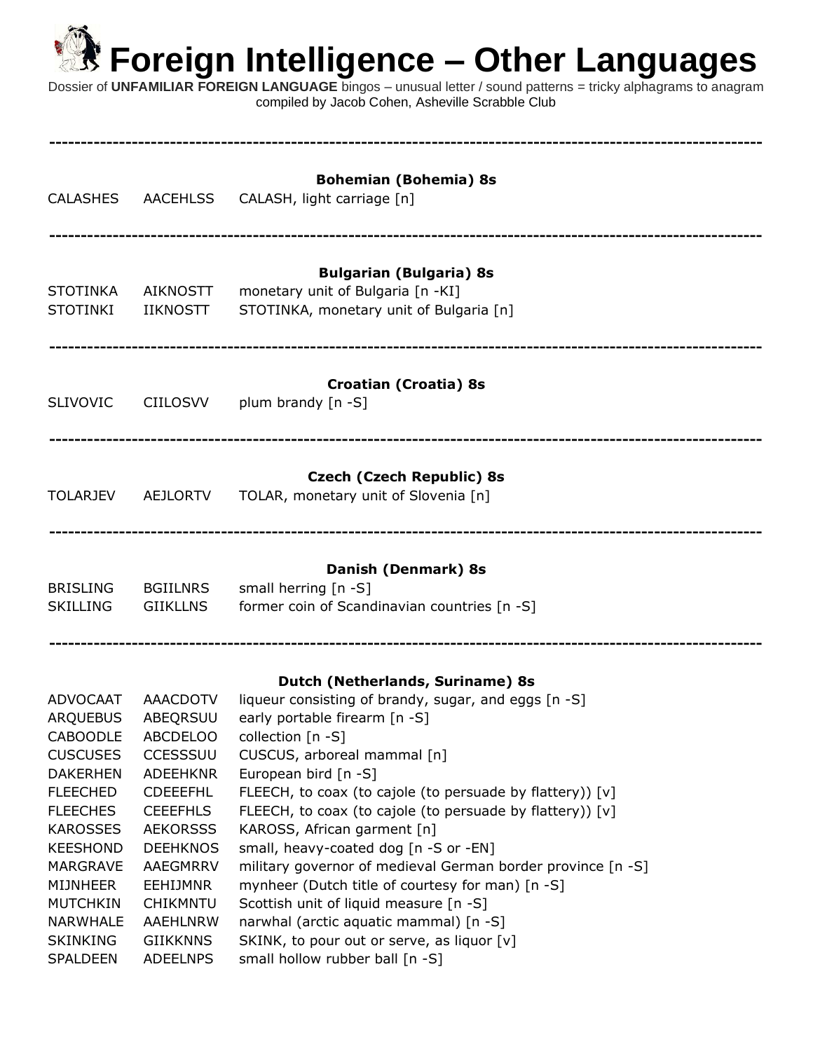# Foreign Intelligence – Other Languages

Dossier of **UNFAMILIAR FOREIGN LANGUAGE** bingos – unusual letter / sound patterns = tricky alphagrams to anagram
compiled by Jacob Cohen, Asheville Scrabble Club

---

### Bohemian (Bohemia) 8s

| | | |
|---|---|---|
| CALASHES | AACEHLSS | CALASH, light carriage [n] |

---

### Bulgarian (Bulgaria) 8s

| | | |
|---|---|---|
| STOTINKA | AIKNOSTT | monetary unit of Bulgaria [n -KI] |
| STOTINKI | IIKNOSTT | STOTINKA, monetary unit of Bulgaria [n] |

---

### Croatian (Croatia) 8s

| | | |
|---|---|---|
| SLIVOVIC | CIILOSVV | plum brandy [n -S] |

---

### Czech (Czech Republic) 8s

| | | |
|---|---|---|
| TOLARJEV | AEJLORTV | TOLAR, monetary unit of Slovenia [n] |

---

### Danish (Denmark) 8s

| | | |
|---|---|---|
| BRISLING | BGIILNRS | small herring [n -S] |
| SKILLING | GIIKLLNS | former coin of Scandinavian countries [n -S] |

---

### Dutch (Netherlands, Suriname) 8s

| | | |
|---|---|---|
| ADVOCAAT | AAACDOTV | liqueur consisting of brandy, sugar, and eggs [n -S] |
| ARQUEBUS | ABEQRSUU | early portable firearm [n -S] |
| CABOODLE | ABCDELOO | collection [n -S] |
| CUSCUSES | CCESSSUU | CUSCUS, arboreal mammal [n] |
| DAKERHEN | ADEEHKNR | European bird [n -S] |
| FLEECHED | CDEEEFHL | FLEECH, to coax (to cajole (to persuade by flattery)) [v] |
| FLEECHES | CEEEFHLS | FLEECH, to coax (to cajole (to persuade by flattery)) [v] |
| KAROSSES | AEKORSSS | KAROSS, African garment [n] |
| KEESHOND | DEEHKNOS | small, heavy-coated dog [n -S or -EN] |
| MARGRAVE | AAEGMRRV | military governor of medieval German border province [n -S] |
| MIJNHEER | EEHIJMNR | mynheer (Dutch title of courtesy for man) [n -S] |
| MUTCHKIN | CHIKMNTU | Scottish unit of liquid measure [n -S] |
| NARWHALE | AAEHLNRW | narwhal (arctic aquatic mammal) [n -S] |
| SKINKING | GIIKKNNS | SKINK, to pour out or serve, as liquor [v] |
| SPALDEEN | ADEELNPS | small hollow rubber ball [n -S] |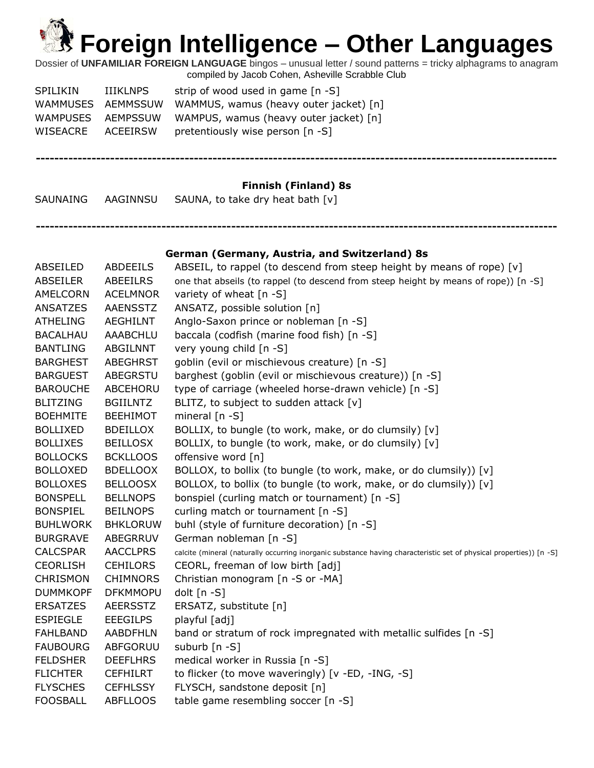# Foreign Intelligence – Other Languages

Dossier of **UNFAMILIAR FOREIGN LANGUAGE** bingos – unusual letter / sound patterns = tricky alphagrams to anagram compiled by Jacob Cohen, Asheville Scrabble Club

| | | |
|---|---|---|
| SPILIKIN | IIIKLNPS | strip of wood used in game [n -S] |
| WAMMUSES | AEMMSSUW | WAMMUS, wamus (heavy outer jacket) [n] |
| WAMPUSES | AEMPSSUW | WAMPUS, wamus (heavy outer jacket) [n] |
| WISEACRE | ACEEIRSW | pretentiously wise person [n -S] |

---

**Finnish (Finland) 8s**

| | | |
|---|---|---|
| SAUNAING | AAGINNSU | SAUNA, to take dry heat bath [v] |

---

**German (Germany, Austria, and Switzerland) 8s**

| | | |
|---|---|---|
| ABSEILED | ABDEEILS | ABSEIL, to rappel (to descend from steep height by means of rope) [v] |
| ABSEILER | ABEEILRS | one that abseils (to rappel (to descend from steep height by means of rope)) [n -S] |
| AMELCORN | ACELMNOR | variety of wheat [n -S] |
| ANSATZES | AAENSSTZ | ANSATZ, possible solution [n] |
| ATHELING | AEGHILNT | Anglo-Saxon prince or nobleman [n -S] |
| BACALHAU | AAABCHLU | baccala (codfish (marine food fish) [n -S] |
| BANTLING | ABGILNNT | very young child [n -S] |
| BARGHEST | ABEGHRST | goblin (evil or mischievous creature) [n -S] |
| BARGUEST | ABEGRSTU | barghest (goblin (evil or mischievous creature)) [n -S] |
| BAROUCHE | ABCEHORU | type of carriage (wheeled horse-drawn vehicle) [n -S] |
| BLITZING | BGIILNTZ | BLITZ, to subject to sudden attack [v] |
| BOEHMITE | BEEHIMOT | mineral [n -S] |
| BOLLIXED | BDEILLOX | BOLLIX, to bungle (to work, make, or do clumsily) [v] |
| BOLLIXES | BEILLOSX | BOLLIX, to bungle (to work, make, or do clumsily) [v] |
| BOLLOCKS | BCKLLOOS | offensive word [n] |
| BOLLOXED | BDELLOOX | BOLLOX, to bollix (to bungle (to work, make, or do clumsily)) [v] |
| BOLLOXES | BELLOOSX | BOLLOX, to bollix (to bungle (to work, make, or do clumsily)) [v] |
| BONSPELL | BELLNOPS | bonspiel (curling match or tournament) [n -S] |
| BONSPIEL | BEILNOPS | curling match or tournament [n -S] |
| BUHLWORK | BHKLORUW | buhl (style of furniture decoration) [n -S] |
| BURGRAVE | ABEGRRUV | German nobleman [n -S] |
| CALCSPAR | AACCLPRS | calcite (mineral (naturally occurring inorganic substance having characteristic set of physical properties)) [n -S] |
| CEORLISH | CEHILORS | CEORL, freeman of low birth [adj] |
| CHRISMON | CHIMNORS | Christian monogram [n -S or -MA] |
| DUMMKOPF | DFKMMOPU | dolt [n -S] |
| ERSATZES | AEERSSTZ | ERSATZ, substitute [n] |
| ESPIEGLE | EEEGILPS | playful [adj] |
| FAHLBAND | AABDFHLN | band or stratum of rock impregnated with metallic sulfides [n -S] |
| FAUBOURG | ABFGORUU | suburb [n -S] |
| FELDSHER | DEEFLHRS | medical worker in Russia [n -S] |
| FLICHTER | CEFHILRT | to flicker (to move waveringly) [v -ED, -ING, -S] |
| FLYSCHES | CEFHLSSY | FLYSCH, sandstone deposit [n] |
| FOOSBALL | ABFLLOOS | table game resembling soccer [n -S] |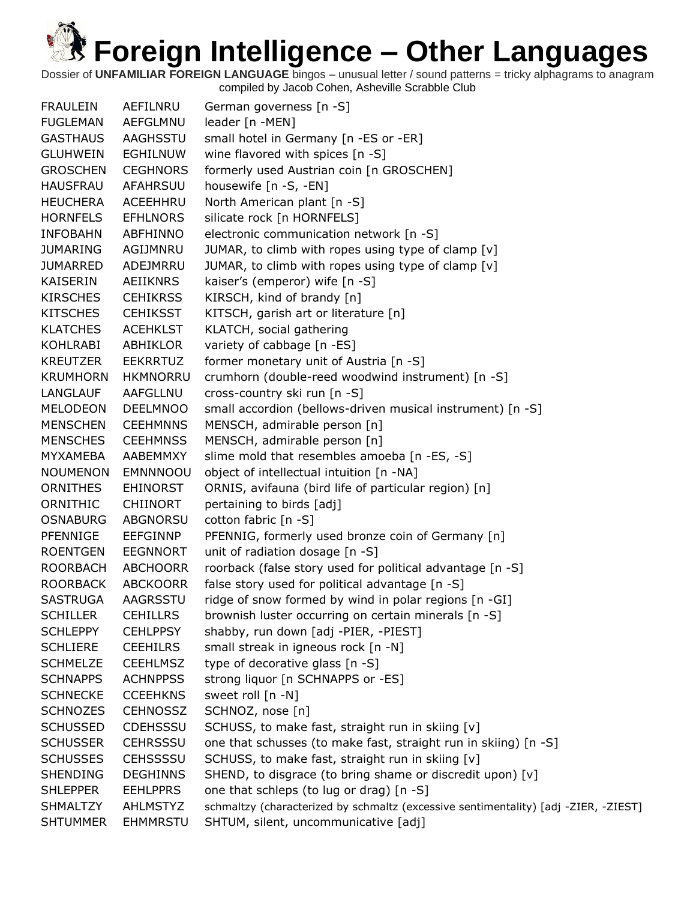# Foreign Intelligence – Other Languages

Dossier of **UNFAMILIAR FOREIGN LANGUAGE** bingos – unusual letter / sound patterns = tricky alphagrams to anagram compiled by Jacob Cohen, Asheville Scrabble Club

| | | |
|---|---|---|
| FRAULEIN | AEFILNRU | German governess [n -S] |
| FUGLEMAN | AEFGLMNU | leader [n -MEN] |
| GASTHAUS | AAGHSSTU | small hotel in Germany [n -ES or -ER] |
| GLUHWEIN | EGHILNUW | wine flavored with spices [n -S] |
| GROSCHEN | CEGHNORS | formerly used Austrian coin [n GROSCHEN] |
| HAUSFRAU | AFAHRSUU | housewife [n -S, -EN] |
| HEUCHERA | ACEEHHRU | North American plant [n -S] |
| HORNFELS | EFHLNORS | silicate rock [n HORNFELS] |
| INFOBAHN | ABFHINNO | electronic communication network [n -S] |
| JUMARING | AGIJMNRU | JUMAR, to climb with ropes using type of clamp [v] |
| JUMARRED | ADEJMRRU | JUMAR, to climb with ropes using type of clamp [v] |
| KAISERIN | AEIIKNRS | kaiser's (emperor) wife [n -S] |
| KIRSCHES | CEHIKRSS | KIRSCH, kind of brandy [n] |
| KITSCHES | CEHIKSST | KITSCH, garish art or literature [n] |
| KLATCHES | ACEHKLST | KLATCH, social gathering |
| KOHLRABI | ABHIKLOR | variety of cabbage [n -ES] |
| KREUTZER | EEKRRTUZ | former monetary unit of Austria [n -S] |
| KRUMHORN | HKMNORRU | crumhorn (double-reed woodwind instrument) [n -S] |
| LANGLAUF | AAFGLLNU | cross-country ski run [n -S] |
| MELODEON | DEELMNOO | small accordion (bellows-driven musical instrument) [n -S] |
| MENSCHEN | CEEHMNNS | MENSCH, admirable person [n] |
| MENSCHES | CEEHMNSS | MENSCH, admirable person [n] |
| MYXAMEBA | AABEMMXY | slime mold that resembles amoeba [n -ES, -S] |
| NOUMENON | EMNNNOOU | object of intellectual intuition [n -NA] |
| ORNITHES | EHINORST | ORNIS, avifauna (bird life of particular region) [n] |
| ORNITHIC | CHIINORT | pertaining to birds [adj] |
| OSNABURG | ABGNORSU | cotton fabric [n -S] |
| PFENNIGE | EEFGINNP | PFENNIG, formerly used bronze coin of Germany [n] |
| ROENTGEN | EEGNNORT | unit of radiation dosage [n -S] |
| ROORBACH | ABCHOORR | roorback (false story used for political advantage [n -S] |
| ROORBACK | ABCKOORR | false story used for political advantage [n -S] |
| SASTRUGA | AAGRSSTU | ridge of snow formed by wind in polar regions [n -GI] |
| SCHILLER | CEHILLRS | brownish luster occurring on certain minerals [n -S] |
| SCHLEPPY | CEHLPPSY | shabby, run down [adj -PIER, -PIEST] |
| SCHLIERE | CEEHILRS | small streak in igneous rock [n -N] |
| SCHMELZE | CEEHLMSZ | type of decorative glass [n -S] |
| SCHNAPPS | ACHNPPSS | strong liquor [n SCHNAPPS or -ES] |
| SCHNECKE | CCEEHKNS | sweet roll [n -N] |
| SCHNOZES | CEHNOSSZ | SCHNOZ, nose [n] |
| SCHUSSED | CDEHSSSU | SCHUSS, to make fast, straight run in skiing [v] |
| SCHUSSER | CEHRSSSU | one that schusses (to make fast, straight run in skiing) [n -S] |
| SCHUSSES | CEHSSSSU | SCHUSS, to make fast, straight run in skiing [v] |
| SHENDING | DEGHINNS | SHEND, to disgrace (to bring shame or discredit upon) [v] |
| SHLEPPER | EEHLPPRS | one that schleps (to lug or drag) [n -S] |
| SHMALTZY | AHLMSTYZ | schmaltzy (characterized by schmaltz (excessive sentimentality) [adj -ZIER, -ZIEST] |
| SHTUMMER | EHMMRSTU | SHTUM, silent, uncommunicative [adj] |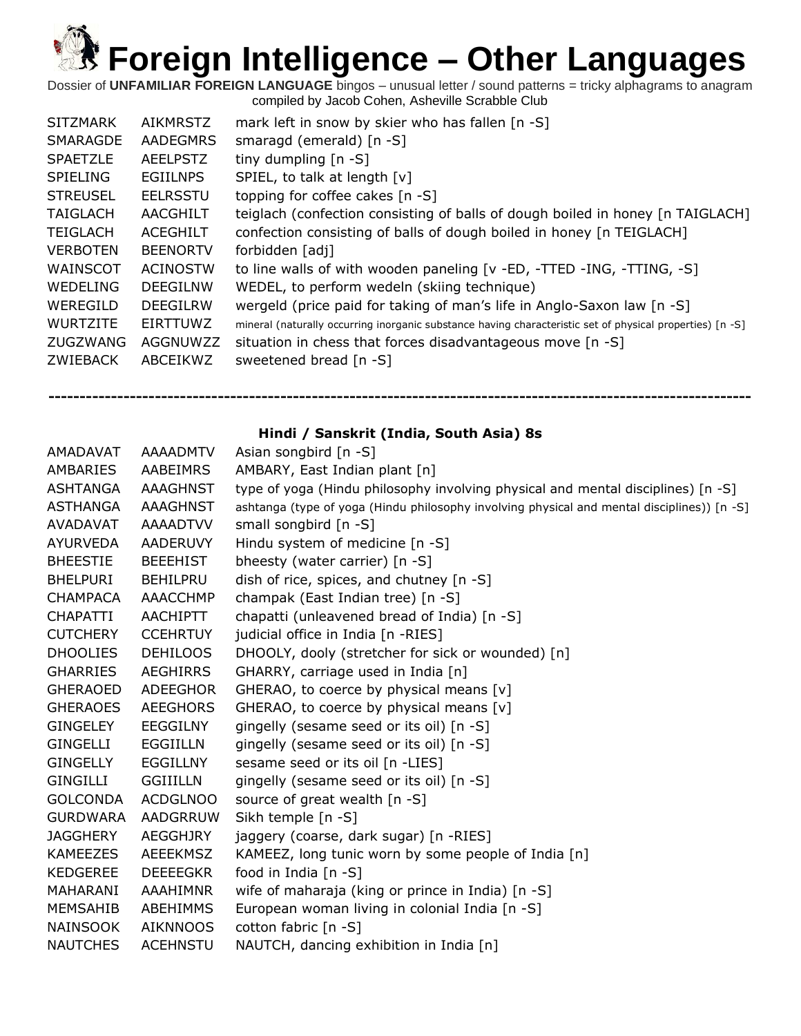# Foreign Intelligence – Other Languages

Dossier of **UNFAMILIAR FOREIGN LANGUAGE** bingos – unusual letter / sound patterns = tricky alphagrams to anagram compiled by Jacob Cohen, Asheville Scrabble Club

| | | |
|---|---|---|
| SITZMARK | AIKMRSTZ | mark left in snow by skier who has fallen [n -S] |
| SMARAGDE | AADEGMRS | smaragd (emerald) [n -S] |
| SPAETZLE | AEELPSTZ | tiny dumpling [n -S] |
| SPIELING | EGIILNPS | SPIEL, to talk at length [v] |
| STREUSEL | EELRSSTU | topping for coffee cakes [n -S] |
| TAIGLACH | AACGHILT | teiglach (confection consisting of balls of dough boiled in honey [n TAIGLACH] |
| TEIGLACH | ACEGHILT | confection consisting of balls of dough boiled in honey [n TEIGLACH] |
| VERBOTEN | BEENORTV | forbidden [adj] |
| WAINSCOT | ACINOSTW | to line walls of with wooden paneling [v -ED, -TTED -ING, -TTING, -S] |
| WEDELING | DEEGILNW | WEDEL, to perform wedeln (skiing technique) |
| WEREGILD | DEEGILRW | wergeld (price paid for taking of man's life in Anglo-Saxon law [n -S] |
| WURTZITE | EIRTTUWZ | mineral (naturally occurring inorganic substance having characteristic set of physical properties) [n -S] |
| ZUGZWANG | AGGNUWZZ | situation in chess that forces disadvantageous move [n -S] |
| ZWIEBACK | ABCEIKWZ | sweetened bread [n -S] |

---

### Hindi / Sanskrit (India, South Asia) 8s

| | | |
|---|---|---|
| AMADAVAT | AAAADMTV | Asian songbird [n -S] |
| AMBARIES | AABEIMRS | AMBARY, East Indian plant [n] |
| ASHTANGA | AAAGHNST | type of yoga (Hindu philosophy involving physical and mental disciplines) [n -S] |
| ASTHANGA | AAAGHNST | ashtanga (type of yoga (Hindu philosophy involving physical and mental disciplines)) [n -S] |
| AVADAVAT | AAAADTVV | small songbird [n -S] |
| AYURVEDA | AADERUVY | Hindu system of medicine [n -S] |
| BHEESTIE | BEEEHIST | bheesty (water carrier) [n -S] |
| BHELPURI | BEHILPRU | dish of rice, spices, and chutney [n -S] |
| CHAMPACA | AAACCHMP | champak (East Indian tree) [n -S] |
| CHAPATTI | AACHIPTT | chapatti (unleavened bread of India) [n -S] |
| CUTCHERY | CCEHRTUY | judicial office in India [n -RIES] |
| DHOOLIES | DEHILOOS | DHOOLY, dooly (stretcher for sick or wounded) [n] |
| GHARRIES | AEGHIRRS | GHARRY, carriage used in India [n] |
| GHERAOED | ADEEGHOR | GHERAO, to coerce by physical means [v] |
| GHERAOES | AEEGHORS | GHERAO, to coerce by physical means [v] |
| GINGELEY | EEGGILNY | gingelly (sesame seed or its oil) [n -S] |
| GINGELLI | EGGIILLN | gingelly (sesame seed or its oil) [n -S] |
| GINGELLY | EGGILLNY | sesame seed or its oil [n -LIES] |
| GINGILLI | GGIIILLN | gingelly (sesame seed or its oil) [n -S] |
| GOLCONDA | ACDGLNOO | source of great wealth [n -S] |
| GURDWARA | AADGRRUW | Sikh temple [n -S] |
| JAGGHERY | AEGGHJRY | jaggery (coarse, dark sugar) [n -RIES] |
| KAMEEZES | AEEEKMSZ | KAMEEZ, long tunic worn by some people of India [n] |
| KEDGEREE | DEEEEGKR | food in India [n -S] |
| MAHARANI | AAAHIMNR | wife of maharaja (king or prince in India) [n -S] |
| MEMSAHIB | ABEHIMMS | European woman living in colonial India [n -S] |
| NAINSOOK | AIKNNOOS | cotton fabric [n -S] |
| NAUTCHES | ACEHNSTU | NAUTCH, dancing exhibition in India [n] |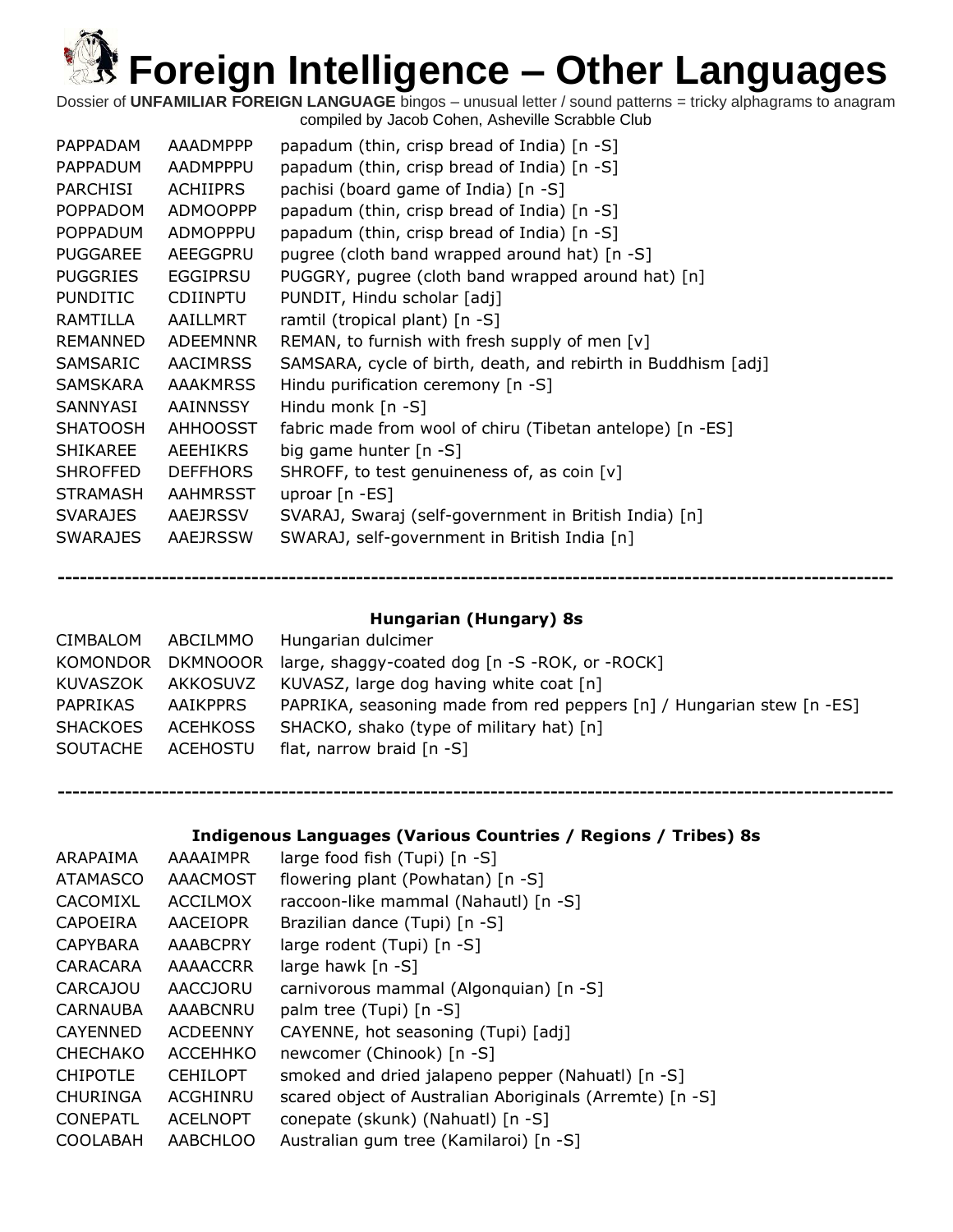# Foreign Intelligence – Other Languages

Dossier of **UNFAMILIAR FOREIGN LANGUAGE** bingos – unusual letter / sound patterns = tricky alphagrams to anagram compiled by Jacob Cohen, Asheville Scrabble Club

| | | |
|---|---|---|
| PAPPADAM | AAADMPPP | papadum (thin, crisp bread of India) [n -S] |
| PAPPADUM | AADMPPPU | papadum (thin, crisp bread of India) [n -S] |
| PARCHISI | ACHIIPRS | pachisi (board game of India) [n -S] |
| POPPADOM | ADMOOPPP | papadum (thin, crisp bread of India) [n -S] |
| POPPADUM | ADMOPPPU | papadum (thin, crisp bread of India) [n -S] |
| PUGGAREE | AEEGGPRU | pugree (cloth band wrapped around hat) [n -S] |
| PUGGRIES | EGGIPRSU | PUGGRY, pugree (cloth band wrapped around hat) [n] |
| PUNDITIC | CDIINPTU | PUNDIT, Hindu scholar [adj] |
| RAMTILLA | AAILLMRT | ramtil (tropical plant) [n -S] |
| REMANNED | ADEEMNNR | REMAN, to furnish with fresh supply of men [v] |
| SAMSARIC | AACIMRSS | SAMSARA, cycle of birth, death, and rebirth in Buddhism [adj] |
| SAMSKARA | AAAKMRSS | Hindu purification ceremony [n -S] |
| SANNYASI | AAINNSSY | Hindu monk [n -S] |
| SHATOOSH | AHHOOSST | fabric made from wool of chiru (Tibetan antelope) [n -ES] |
| SHIKAREE | AEEHIKRS | big game hunter [n -S] |
| SHROFFED | DEFFHORS | SHROFF, to test genuineness of, as coin [v] |
| STRAMASH | AAHMRSST | uproar [n -ES] |
| SVARAJES | AAEJRSSV | SVARAJ, Swaraj (self-government in British India) [n] |
| SWARAJES | AAEJRSSW | SWARAJ, self-government in British India [n] |

---

### Hungarian (Hungary) 8s

| | | |
|---|---|---|
| CIMBALOM | ABCILMMO | Hungarian dulcimer |
| KOMONDOR | DKMNOOOR | large, shaggy-coated dog [n -S -ROK, or -ROCK] |
| KUVASZOK | AKKOSUVZ | KUVASZ, large dog having white coat [n] |
| PAPRIKAS | AAIKPPRS | PAPRIKA, seasoning made from red peppers [n] / Hungarian stew [n -ES] |
| SHACKOES | ACEHKOSS | SHACKO, shako (type of military hat) [n] |
| SOUTACHE | ACEHOSTU | flat, narrow braid [n -S] |

---

### Indigenous Languages (Various Countries / Regions / Tribes) 8s

| | | |
|---|---|---|
| ARAPAIMA | AAAAIMPR | large food fish (Tupi) [n -S] |
| ATAMASCO | AAACMOST | flowering plant (Powhatan) [n -S] |
| CACOMIXL | ACCILMOX | raccoon-like mammal (Nahautl) [n -S] |
| CAPOEIRA | AACEIOPR | Brazilian dance (Tupi) [n -S] |
| CAPYBARA | AAABCPRY | large rodent (Tupi) [n -S] |
| CARACARA | AAAACCRR | large hawk [n -S] |
| CARCAJOU | AACCJORU | carnivorous mammal (Algonquian) [n -S] |
| CARNAUBA | AAABCNRU | palm tree (Tupi) [n -S] |
| CAYENNED | ACDEENNY | CAYENNE, hot seasoning (Tupi) [adj] |
| CHECHAKO | ACCEHHKO | newcomer (Chinook) [n -S] |
| CHIPOTLE | CEHILOPT | smoked and dried jalapeno pepper (Nahuatl) [n -S] |
| CHURINGA | ACGHINRU | scared object of Australian Aboriginals (Arremte) [n -S] |
| CONEPATL | ACELNOPT | conepate (skunk) (Nahuatl) [n -S] |
| COOLABAH | AABCHLOO | Australian gum tree (Kamilaroi) [n -S] |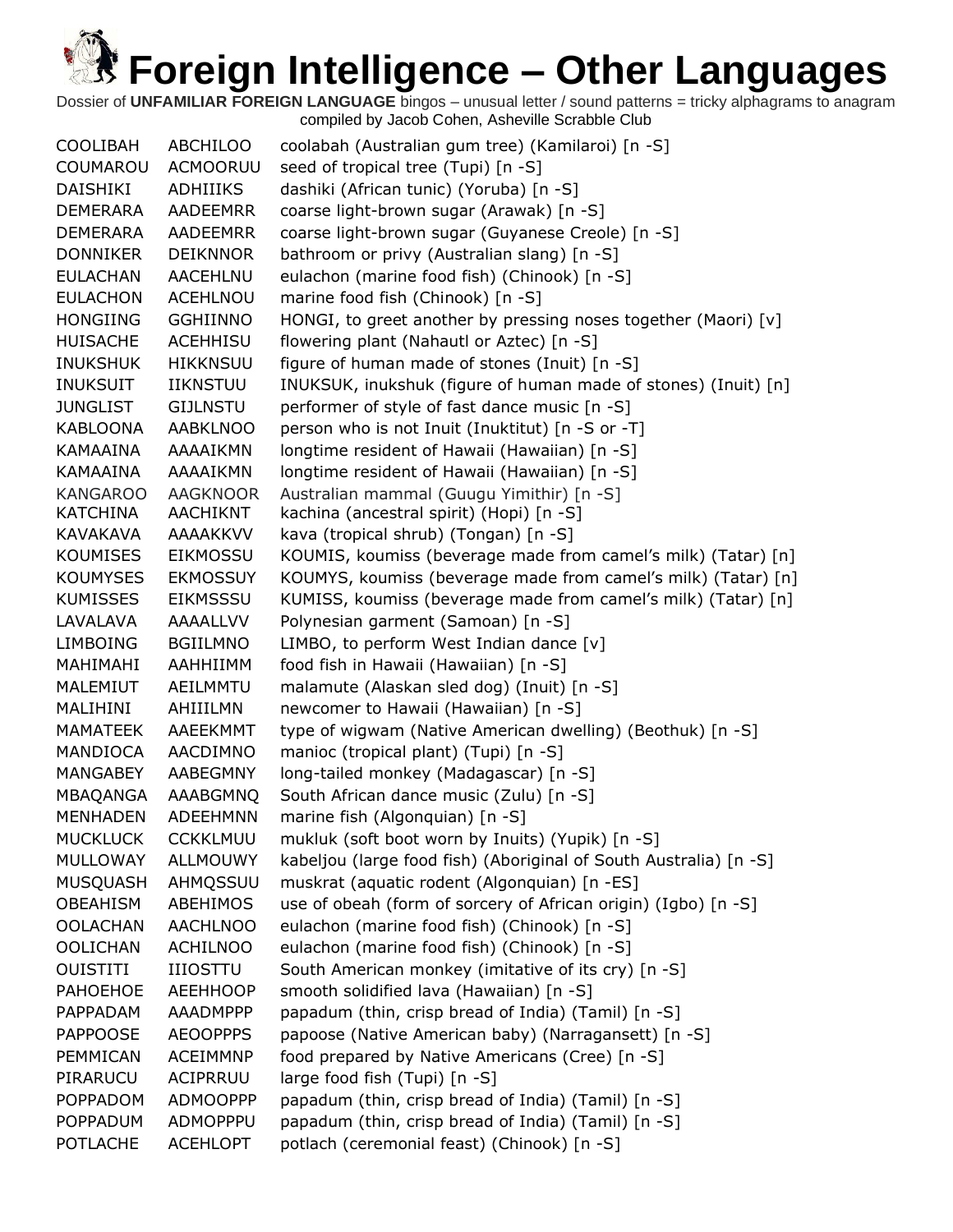# Foreign Intelligence – Other Languages

Dossier of **UNFAMILIAR FOREIGN LANGUAGE** bingos – unusual letter / sound patterns = tricky alphagrams to anagram compiled by Jacob Cohen, Asheville Scrabble Club

| | | |
|---|---|---|
| COOLIBAH | ABCHILOO | coolabah (Australian gum tree) (Kamilaroi) [n -S] |
| COUMAROU | ACMOORUU | seed of tropical tree (Tupi) [n -S] |
| DAISHIKI | ADHIIIKS | dashiki (African tunic) (Yoruba) [n -S] |
| DEMERARA | AADEEMRR | coarse light-brown sugar (Arawak) [n -S] |
| DEMERARA | AADEEMRR | coarse light-brown sugar (Guyanese Creole) [n -S] |
| DONNIKER | DEIKNNOR | bathroom or privy (Australian slang) [n -S] |
| EULACHAN | AACEHLNU | eulachon (marine food fish) (Chinook) [n -S] |
| EULACHON | ACEHLNOU | marine food fish (Chinook) [n -S] |
| HONGIING | GGHIINNO | HONGI, to greet another by pressing noses together (Maori) [v] |
| HUISACHE | ACEHHISU | flowering plant (Nahautl or Aztec) [n -S] |
| INUKSHUK | HIKKNSUU | figure of human made of stones (Inuit) [n -S] |
| INUKSUIT | IIKNSTUU | INUKSUK, inukshuk (figure of human made of stones) (Inuit) [n] |
| JUNGLIST | GIJLNSTU | performer of style of fast dance music [n -S] |
| KABLOONA | AABKLNOO | person who is not Inuit (Inuktitut) [n -S or -T] |
| KAMAAINA | AAAAIKMN | longtime resident of Hawaii (Hawaiian) [n -S] |
| KAMAAINA | AAAAIKMN | longtime resident of Hawaii (Hawaiian) [n -S] |
| KANGAROO | AAGKNOOR | Australian mammal (Guugu Yimithir) [n -S] |
| KATCHINA | AACHIKNT | kachina (ancestral spirit) (Hopi) [n -S] |
| KAVAKAVA | AAAAKKVV | kava (tropical shrub) (Tongan) [n -S] |
| KOUMISES | EIKMOSSU | KOUMIS, koumiss (beverage made from camel's milk) (Tatar) [n] |
| KOUMYSES | EKMOSSUY | KOUMYS, koumiss (beverage made from camel's milk) (Tatar) [n] |
| KUMISSES | EIKMSSSU | KUMISS, koumiss (beverage made from camel's milk) (Tatar) [n] |
| LAVALAVA | AAAALLVV | Polynesian garment (Samoan) [n -S] |
| LIMBOING | BGIILMNO | LIMBO, to perform West Indian dance [v] |
| MAHIMAHI | AAHHIIMM | food fish in Hawaii (Hawaiian) [n -S] |
| MALEMIUT | AEILMMTU | malamute (Alaskan sled dog) (Inuit) [n -S] |
| MALIHINI | AHIIILMN | newcomer to Hawaii (Hawaiian) [n -S] |
| MAMATEEK | AAEEKMMT | type of wigwam (Native American dwelling) (Beothuk) [n -S] |
| MANDIOCA | AACDIMNO | manioc (tropical plant) (Tupi) [n -S] |
| MANGABEY | AABEGMNY | long-tailed monkey (Madagascar) [n -S] |
| MBAQANGA | AAABGMNQ | South African dance music (Zulu) [n -S] |
| MENHADEN | ADEEHMNN | marine fish (Algonquian) [n -S] |
| MUCKLUCK | CCKKLMUU | mukluk (soft boot worn by Inuits) (Yupik) [n -S] |
| MULLOWAY | ALLMOUWY | kabeljou (large food fish) (Aboriginal of South Australia) [n -S] |
| MUSQUASH | AHMQSSUU | muskrat (aquatic rodent (Algonquian) [n -ES] |
| OBEAHISM | ABEHIMOS | use of obeah (form of sorcery of African origin) (Igbo) [n -S] |
| OOLACHAN | AACHLNOO | eulachon (marine food fish) (Chinook) [n -S] |
| OOLICHAN | ACHILNOO | eulachon (marine food fish) (Chinook) [n -S] |
| OUISTITI | IIIOSTTU | South American monkey (imitative of its cry) [n -S] |
| PAHOEHOE | AEEHHOOP | smooth solidified lava (Hawaiian) [n -S] |
| PAPPADAM | AAADMPPP | papadum (thin, crisp bread of India) (Tamil) [n -S] |
| PAPPOOSE | AEOOPPPS | papoose (Native American baby) (Narragansett) [n -S] |
| PEMMICAN | ACEIMMNP | food prepared by Native Americans (Cree) [n -S] |
| PIRARUCU | ACIPRRUU | large food fish (Tupi) [n -S] |
| POPPADOM | ADMOOPPP | papadum (thin, crisp bread of India) (Tamil) [n -S] |
| POPPADUM | ADMOPPPU | papadum (thin, crisp bread of India) (Tamil) [n -S] |
| POTLACHE | ACEHLOPT | potlach (ceremonial feast) (Chinook) [n -S] |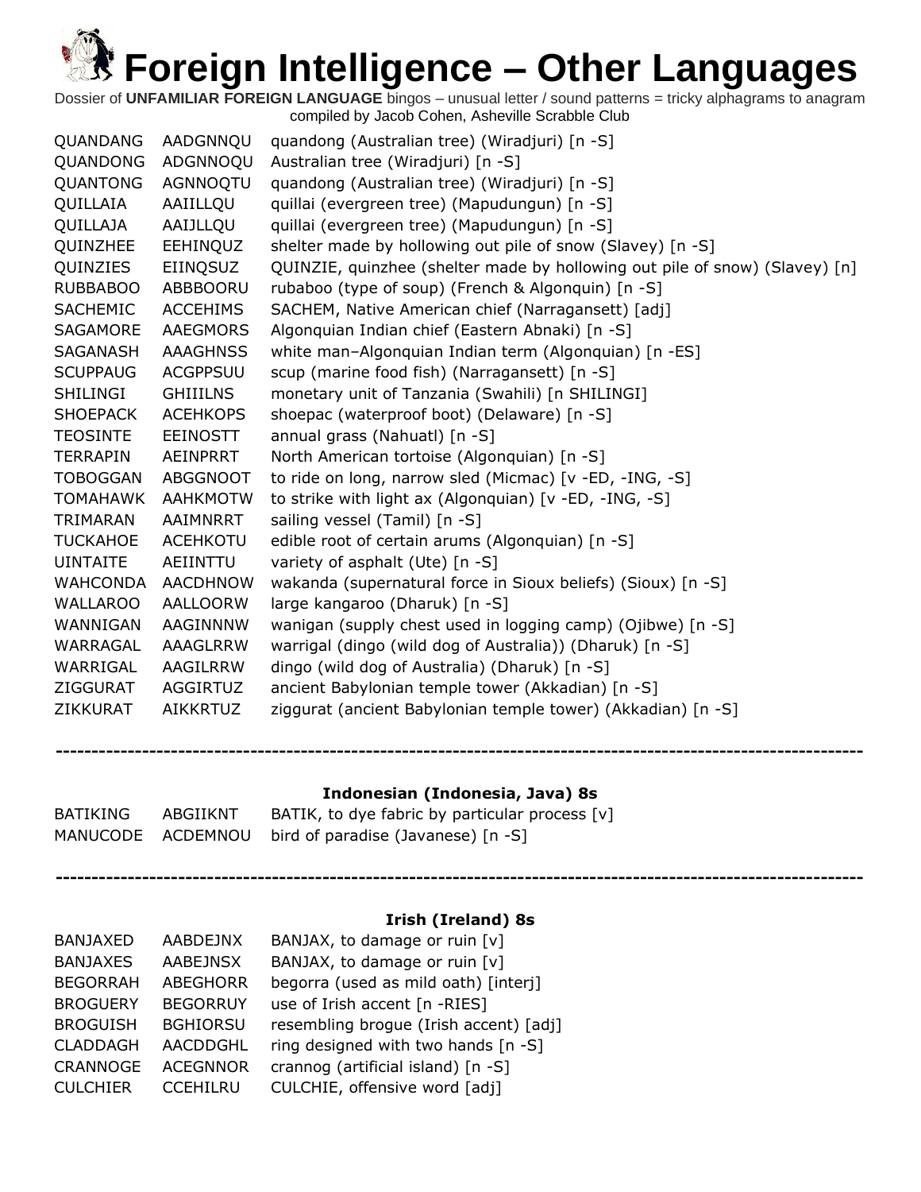# Foreign Intelligence – Other Languages

Dossier of **UNFAMILIAR FOREIGN LANGUAGE** bingos – unusual letter / sound patterns = tricky alphagrams to anagram
compiled by Jacob Cohen, Asheville Scrabble Club

| | | |
|---|---|---|
| QUANDANG | AADGNNQU | quandong (Australian tree) (Wiradjuri) [n -S] |
| QUANDONG | ADGNNOQU | Australian tree (Wiradjuri) [n -S] |
| QUANTONG | AGNNOQTU | quandong (Australian tree) (Wiradjuri) [n -S] |
| QUILLAIA | AAIILLQU | quillai (evergreen tree) (Mapudungun) [n -S] |
| QUILLAJA | AAIJLLQU | quillai (evergreen tree) (Mapudungun) [n -S] |
| QUINZHEE | EEHINQUZ | shelter made by hollowing out pile of snow (Slavey) [n -S] |
| QUINZIES | EIINQSUZ | QUINZIE, quinzhee (shelter made by hollowing out pile of snow) (Slavey) [n] |
| RUBBABOO | ABBBOORU | rubaboo (type of soup) (French & Algonquin) [n -S] |
| SACHEMIC | ACCEHIMS | SACHEM, Native American chief (Narragansett) [adj] |
| SAGAMORE | AAEGMORS | Algonquian Indian chief (Eastern Abnaki) [n -S] |
| SAGANASH | AAAGHNSS | white man–Algonquian Indian term (Algonquian) [n -ES] |
| SCUPPAUG | ACGPPSUU | scup (marine food fish) (Narragansett) [n -S] |
| SHILINGI | GHIIILNS | monetary unit of Tanzania (Swahili) [n SHILINGI] |
| SHOEPACK | ACEHKOPS | shoepac (waterproof boot) (Delaware) [n -S] |
| TEOSINTE | EEINOSTT | annual grass (Nahuatl) [n -S] |
| TERRAPIN | AEINPRRT | North American tortoise (Algonquian) [n -S] |
| TOBOGGAN | ABGGNOOT | to ride on long, narrow sled (Micmac) [v -ED, -ING, -S] |
| TOMAHAWK | AAHKMOTW | to strike with light ax (Algonquian) [v -ED, -ING, -S] |
| TRIMARAN | AAIMNRRT | sailing vessel (Tamil) [n -S] |
| TUCKAHOE | ACEHKOTU | edible root of certain arums (Algonquian) [n -S] |
| UINTAITE | AEIINTTU | variety of asphalt (Ute) [n -S] |
| WAHCONDA | AACDHNOW | wakanda (supernatural force in Sioux beliefs) (Sioux) [n -S] |
| WALLAROO | AALLOORW | large kangaroo (Dharuk) [n -S] |
| WANNIGAN | AAGINNNW | wanigan (supply chest used in logging camp) (Ojibwe) [n -S] |
| WARRAGAL | AAAGLRRW | warrigal (dingo (wild dog of Australia)) (Dharuk) [n -S] |
| WARRIGAL | AAGILRRW | dingo (wild dog of Australia) (Dharuk) [n -S] |
| ZIGGURAT | AGGIRTUZ | ancient Babylonian temple tower (Akkadian) [n -S] |
| ZIKKURAT | AIKKRTUZ | ziggurat (ancient Babylonian temple tower) (Akkadian) [n -S] |

---

### Indonesian (Indonesia, Java) 8s

| | | |
|---|---|---|
| BATIKING | ABGIIKNT | BATIK, to dye fabric by particular process [v] |
| MANUCODE | ACDEMNOU | bird of paradise (Javanese) [n -S] |

---

### Irish (Ireland) 8s

| | | |
|---|---|---|
| BANJAXED | AABDEJNX | BANJAX, to damage or ruin [v] |
| BANJAXES | AABEJNSX | BANJAX, to damage or ruin [v] |
| BEGORRAH | ABEGHORR | begorra (used as mild oath) [interj] |
| BROGUERY | BEGORRUY | use of Irish accent [n -RIES] |
| BROGUISH | BGHIORSU | resembling brogue (Irish accent) [adj] |
| CLADDAGH | AACDDGHL | ring designed with two hands [n -S] |
| CRANNOGE | ACEGNNOR | crannog (artificial island) [n -S] |
| CULCHIER | CCEHILRU | CULCHIE, offensive word [adj] |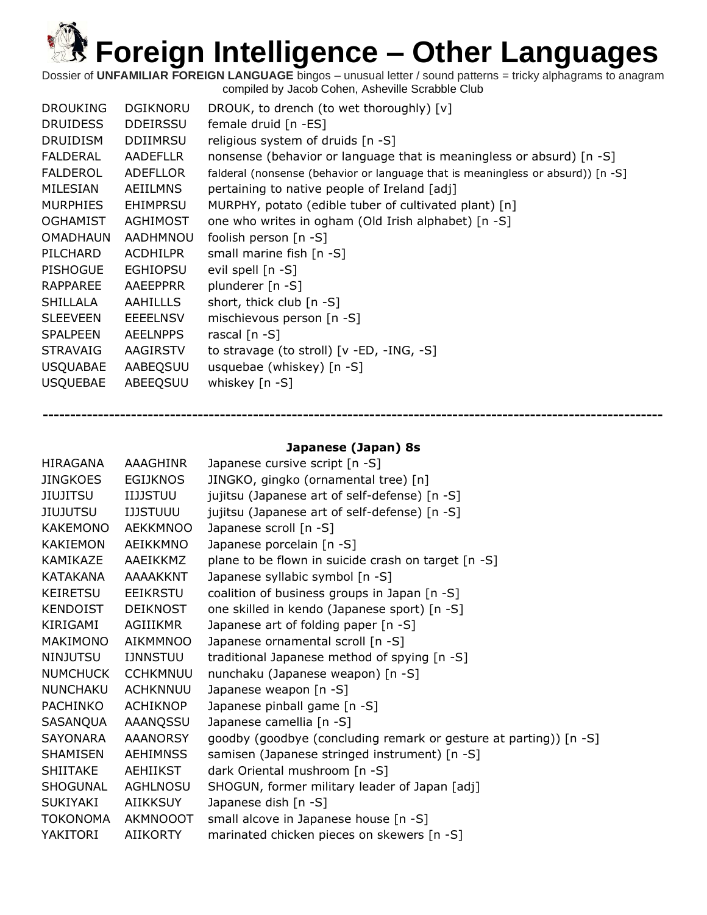# Foreign Intelligence – Other Languages

Dossier of **UNFAMILIAR FOREIGN LANGUAGE** bingos – unusual letter / sound patterns = tricky alphagrams to anagram compiled by Jacob Cohen, Asheville Scrabble Club

| | | |
|---|---|---|
| DROUKING | DGIKNORU | DROUK, to drench (to wet thoroughly) [v] |
| DRUIDESS | DDEIRSSU | female druid [n -ES] |
| DRUIDISM | DDIIMRSU | religious system of druids [n -S] |
| FALDERAL | AADEFLLR | nonsense (behavior or language that is meaningless or absurd) [n -S] |
| FALDEROL | ADEFLLOR | falderal (nonsense (behavior or language that is meaningless or absurd)) [n -S] |
| MILESIAN | AEIILMNS | pertaining to native people of Ireland [adj] |
| MURPHIES | EHIMPRSU | MURPHY, potato (edible tuber of cultivated plant) [n] |
| OGHAMIST | AGHIMOST | one who writes in ogham (Old Irish alphabet) [n -S] |
| OMADHAUN | AADHMNOU | foolish person [n -S] |
| PILCHARD | ACDHILPR | small marine fish [n -S] |
| PISHOGUE | EGHIOPSU | evil spell [n -S] |
| RAPPAREE | AAEEPPRR | plunderer [n -S] |
| SHILLALA | AAHILLLS | short, thick club [n -S] |
| SLEEVEEN | EEEELNSV | mischievous person [n -S] |
| SPALPEEN | AEELNPPS | rascal [n -S] |
| STRAVAIG | AAGIRSTV | to stravage (to stroll) [v -ED, -ING, -S] |
| USQUABAE | AABEQSUU | usquebae (whiskey) [n -S] |
| USQUEBAE | ABEEQSUU | whiskey [n -S] |

---

### Japanese (Japan) 8s

| | | |
|---|---|---|
| HIRAGANA | AAAGHINR | Japanese cursive script [n -S] |
| JINGKOES | EGIJKNOS | JINGKO, gingko (ornamental tree) [n] |
| JIUJITSU | IIJJSTUU | jujitsu (Japanese art of self-defense) [n -S] |
| JIUJUTSU | IJJSTUUU | jujitsu (Japanese art of self-defense) [n -S] |
| KAKEMONO | AEKKMNOO | Japanese scroll [n -S] |
| KAKIEMON | AEIKKMNO | Japanese porcelain [n -S] |
| KAMIKAZE | AAEIKKMZ | plane to be flown in suicide crash on target [n -S] |
| KATAKANA | AAAAKKNT | Japanese syllabic symbol [n -S] |
| KEIRETSU | EEIKRSTU | coalition of business groups in Japan [n -S] |
| KENDOIST | DEIKNOST | one skilled in kendo (Japanese sport) [n -S] |
| KIRIGAMI | AGIIIKMR | Japanese art of folding paper [n -S] |
| MAKIMONO | AIKMMNOO | Japanese ornamental scroll [n -S] |
| NINJUTSU | IJNNSTUU | traditional Japanese method of spying [n -S] |
| NUMCHUCK | CCHKMNUU | nunchaku (Japanese weapon) [n -S] |
| NUNCHAKU | ACHKNNUU | Japanese weapon [n -S] |
| PACHINKO | ACHIKNOP | Japanese pinball game [n -S] |
| SASANQUA | AAANQSSU | Japanese camellia [n -S] |
| SAYONARA | AAANORSY | goodby (goodbye (concluding remark or gesture at parting)) [n -S] |
| SHAMISEN | AEHIMNSS | samisen (Japanese stringed instrument) [n -S] |
| SHIITAKE | AEHIIKST | dark Oriental mushroom [n -S] |
| SHOGUNAL | AGHLNOSU | SHOGUN, former military leader of Japan [adj] |
| SUKIYAKI | AIIKKSUY | Japanese dish [n -S] |
| TOKONOMA | AKMNOOOT | small alcove in Japanese house [n -S] |
| YAKITORI | AIIKORTY | marinated chicken pieces on skewers [n -S] |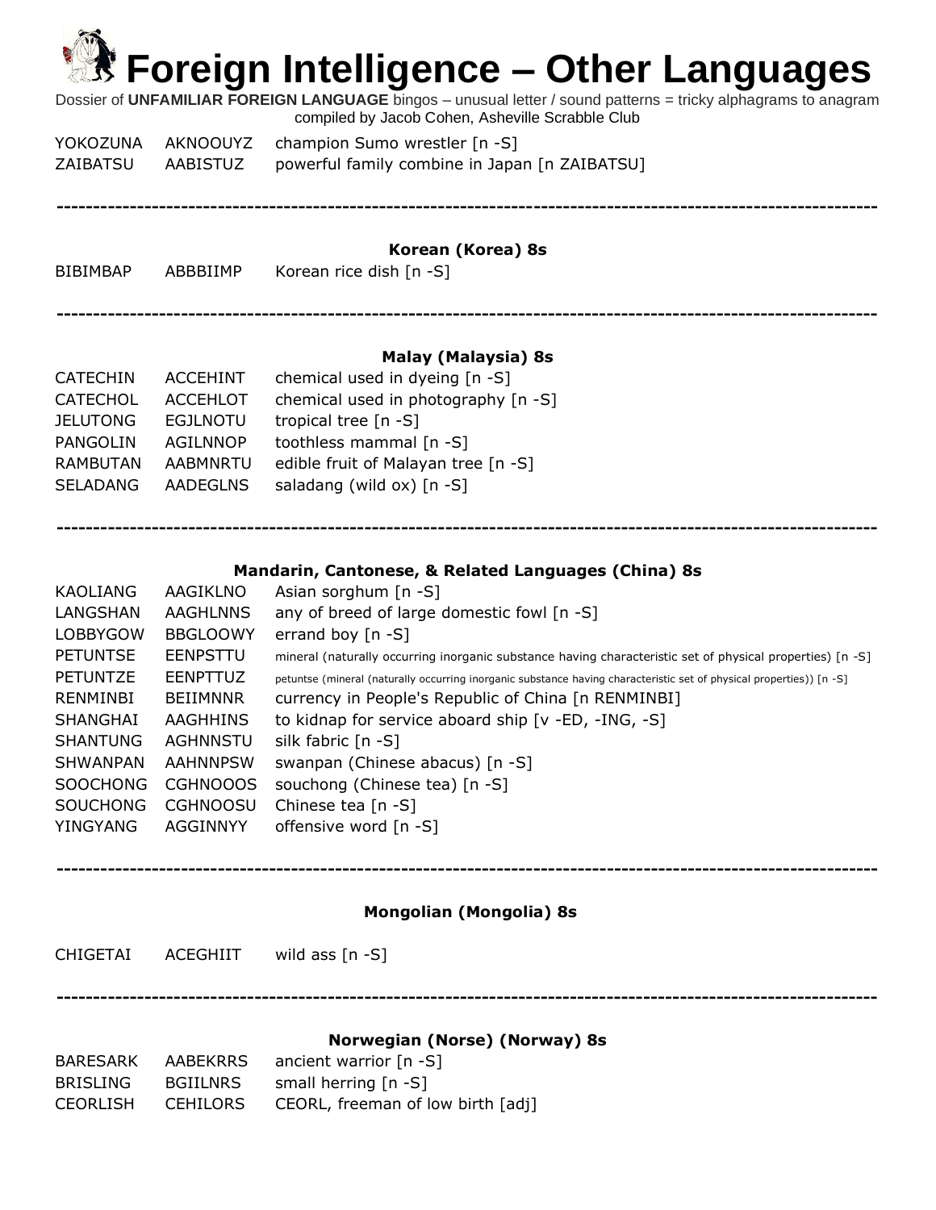# Foreign Intelligence – Other Languages

Dossier of **UNFAMILIAR FOREIGN LANGUAGE** bingos – unusual letter / sound patterns = tricky alphagrams to anagram
compiled by Jacob Cohen, Asheville Scrabble Club

| | | |
|---|---|---|
| YOKOZUNA | AKNOOUYZ | champion Sumo wrestler [n -S] |
| ZAIBATSU | AABISTUZ | powerful family combine in Japan [n ZAIBATSU] |

---

### Korean (Korea) 8s

| | | |
|---|---|---|
| BIBIMBAP | ABBBIIMP | Korean rice dish [n -S] |

---

### Malay (Malaysia) 8s

| | | |
|---|---|---|
| CATECHIN | ACCEHINT | chemical used in dyeing [n -S] |
| CATECHOL | ACCEHLOT | chemical used in photography [n -S] |
| JELUTONG | EGJLNOTU | tropical tree [n -S] |
| PANGOLIN | AGILNNOP | toothless mammal [n -S] |
| RAMBUTAN | AABMNRTU | edible fruit of Malayan tree [n -S] |
| SELADANG | AADEGLNS | saladang (wild ox) [n -S] |

---

### Mandarin, Cantonese, & Related Languages (China) 8s

| | | |
|---|---|---|
| KAOLIANG | AAGIKLNO | Asian sorghum [n -S] |
| LANGSHAN | AAGHLNNS | any of breed of large domestic fowl [n -S] |
| LOBBYGOW | BBGLOOWY | errand boy [n -S] |
| PETUNTSE | EENPSTTU | mineral (naturally occurring inorganic substance having characteristic set of physical properties) [n -S] |
| PETUNTZE | EENPTTUZ | petuntse (mineral (naturally occurring inorganic substance having characteristic set of physical properties)) [n -S] |
| RENMINBI | BEIIMNNR | currency in People's Republic of China [n RENMINBI] |
| SHANGHAI | AAGHHINS | to kidnap for service aboard ship [v -ED, -ING, -S] |
| SHANTUNG | AGHNNSTU | silk fabric [n -S] |
| SHWANPAN | AAHNNPSW | swanpan (Chinese abacus) [n -S] |
| SOOCHONG | CGHNOOOS | souchong (Chinese tea) [n -S] |
| SOUCHONG | CGHNOOSU | Chinese tea [n -S] |
| YINGYANG | AGGINNYY | offensive word [n -S] |

---

### Mongolian (Mongolia) 8s

| | | |
|---|---|---|
| CHIGETAI | ACEGHIIT | wild ass [n -S] |

---

### Norwegian (Norse) (Norway) 8s

| | | |
|---|---|---|
| BARESARK | AABEKRRS | ancient warrior [n -S] |
| BRISLING | BGIILNRS | small herring [n -S] |
| CEORLISH | CEHILORS | CEORL, freeman of low birth [adj] |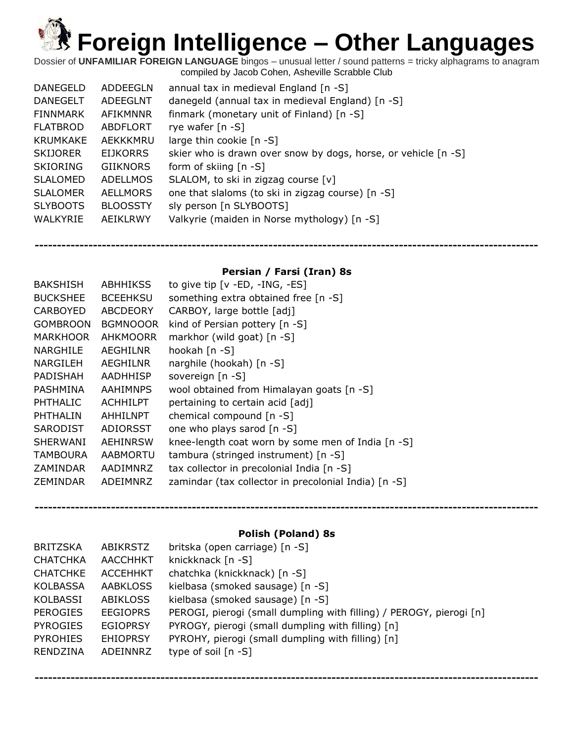# Foreign Intelligence – Other Languages

Dossier of **UNFAMILIAR FOREIGN LANGUAGE** bingos – unusual letter / sound patterns = tricky alphagrams to anagram
compiled by Jacob Cohen, Asheville Scrabble Club

| | | |
|---|---|---|
| DANEGELD | ADDEEGLN | annual tax in medieval England [n -S] |
| DANEGELT | ADEEGLNT | danegeld (annual tax in medieval England) [n -S] |
| FINNMARK | AFIKMNNR | finmark (monetary unit of Finland) [n -S] |
| FLATBROD | ABDFLORT | rye wafer [n -S] |
| KRUMKAKE | AEKKKMRU | large thin cookie [n -S] |
| SKIJORER | EIJKORRS | skier who is drawn over snow by dogs, horse, or vehicle [n -S] |
| SKIORING | GIIKNORS | form of skiing [n -S] |
| SLALOMED | ADELLMOS | SLALOM, to ski in zigzag course [v] |
| SLALOMER | AELLMORS | one that slaloms (to ski in zigzag course) [n -S] |
| SLYBOOTS | BLOOSSTY | sly person [n SLYBOOTS] |
| WALKYRIE | AEIKLRWY | Valkyrie (maiden in Norse mythology) [n -S] |

---

### Persian / Farsi (Iran) 8s

| | | |
|---|---|---|
| BAKSHISH | ABHHIKSS | to give tip [v -ED, -ING, -ES] |
| BUCKSHEE | BCEEHKSU | something extra obtained free [n -S] |
| CARBOYED | ABCDEORY | CARBOY, large bottle [adj] |
| GOMBROON | BGMNOOOR | kind of Persian pottery [n -S] |
| MARKHOOR | AHKMOORR | markhor (wild goat) [n -S] |
| NARGHILE | AEGHILNR | hookah [n -S] |
| NARGILEH | AEGHILNR | narghile (hookah) [n -S] |
| PADISHAH | AADHHISP | sovereign [n -S] |
| PASHMINA | AAHIMNPS | wool obtained from Himalayan goats [n -S] |
| PHTHALIC | ACHHILPT | pertaining to certain acid [adj] |
| PHTHALIN | AHHILNPT | chemical compound [n -S] |
| SARODIST | ADIORSST | one who plays sarod [n -S] |
| SHERWANI | AEHINRSW | knee-length coat worn by some men of India [n -S] |
| TAMBOURA | AABMORTU | tambura (stringed instrument) [n -S] |
| ZAMINDAR | AADIMNRZ | tax collector in precolonial India [n -S] |
| ZEMINDAR | ADEIMNRZ | zamindar (tax collector in precolonial India) [n -S] |

---

### Polish (Poland) 8s

| | | |
|---|---|---|
| BRITZSKA | ABIKRSTZ | britska (open carriage) [n -S] |
| CHATCHKA | AACCHHKT | knickknack [n -S] |
| CHATCHKE | ACCEHHKT | chatchka (knickknack) [n -S] |
| KOLBASSA | AABKLOSS | kielbasa (smoked sausage) [n -S] |
| KOLBASSI | ABIKLOSS | kielbasa (smoked sausage) [n -S] |
| PEROGIES | EEGIOPRS | PEROGI, pierogi (small dumpling with filling) / PEROGY, pierogi [n] |
| PYROGIES | EGIOPRSY | PYROGY, pierogi (small dumpling with filling) [n] |
| PYROHIES | EHIOPRSY | PYROHY, pierogi (small dumpling with filling) [n] |
| RENDZINA | ADEINNRZ | type of soil [n -S] |

---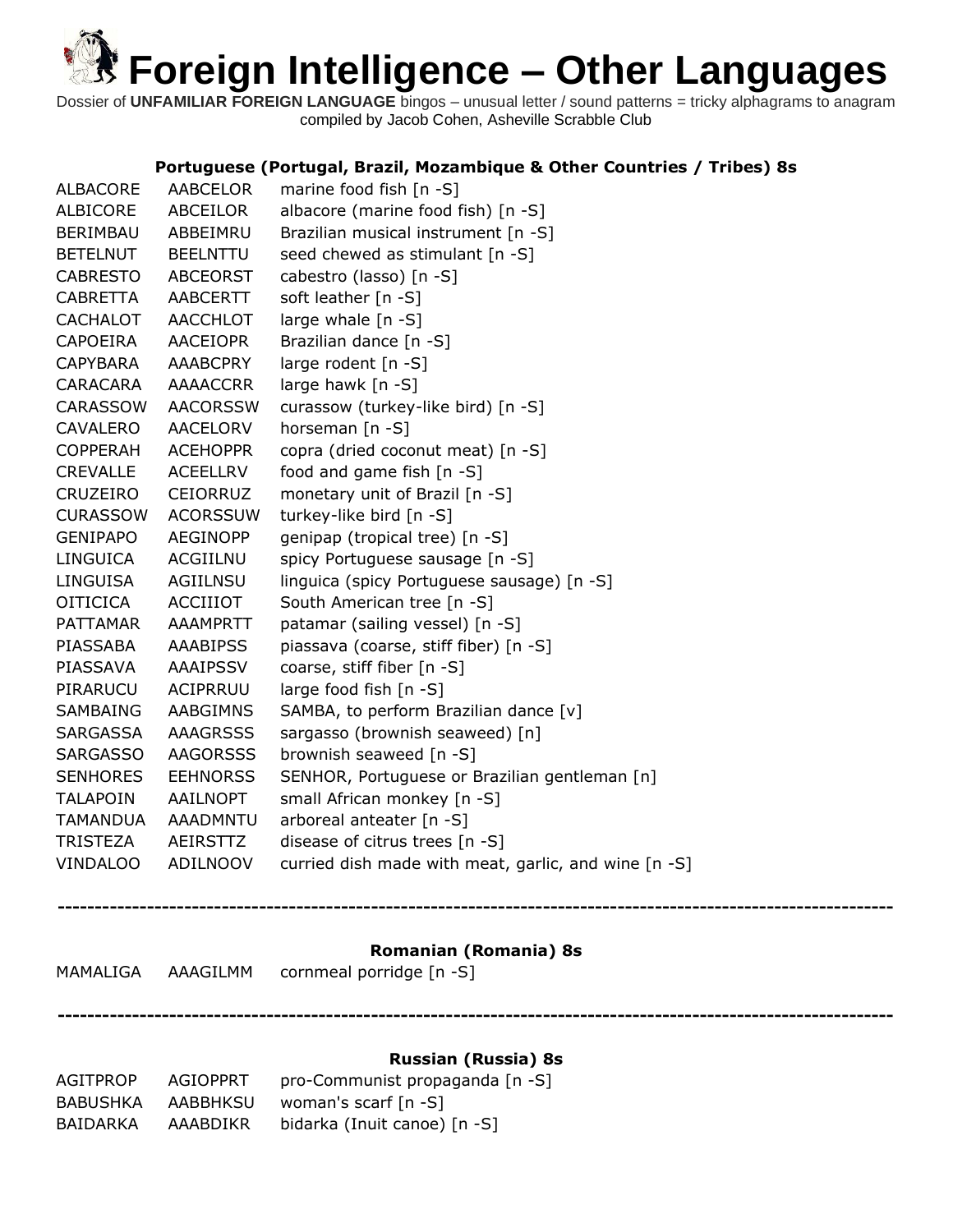# Foreign Intelligence – Other Languages

Dossier of **UNFAMILIAR FOREIGN LANGUAGE** bingos – unusual letter / sound patterns = tricky alphagrams to anagram
compiled by Jacob Cohen, Asheville Scrabble Club

### Portuguese (Portugal, Brazil, Mozambique & Other Countries / Tribes) 8s

| | | |
|---|---|---|
| ALBACORE | AABCELOR | marine food fish [n -S] |
| ALBICORE | ABCEILOR | albacore (marine food fish) [n -S] |
| BERIMBAU | ABBEIMRU | Brazilian musical instrument [n -S] |
| BETELNUT | BEELNTTU | seed chewed as stimulant [n -S] |
| CABRESTO | ABCEORST | cabestro (lasso) [n -S] |
| CABRETTA | AABCERTT | soft leather [n -S] |
| CACHALOT | AACCHLOT | large whale [n -S] |
| CAPOEIRA | AACEIOPR | Brazilian dance [n -S] |
| CAPYBARA | AAABCPRY | large rodent [n -S] |
| CARACARA | AAAACCRR | large hawk [n -S] |
| CARASSOW | AACORSSW | curassow (turkey-like bird) [n -S] |
| CAVALERO | AACELORV | horseman [n -S] |
| COPPERAH | ACEHOPPR | copra (dried coconut meat) [n -S] |
| CREVALLE | ACEELLRV | food and game fish [n -S] |
| CRUZEIRO | CEIORRUZ | monetary unit of Brazil [n -S] |
| CURASSOW | ACORSSUW | turkey-like bird [n -S] |
| GENIPAPO | AEGINOPP | genipap (tropical tree) [n -S] |
| LINGUICA | ACGIILNU | spicy Portuguese sausage [n -S] |
| LINGUISA | AGIILNSU | linguica (spicy Portuguese sausage) [n -S] |
| OITICICA | ACCIIIOT | South American tree [n -S] |
| PATTAMAR | AAAMPRTT | patamar (sailing vessel) [n -S] |
| PIASSABA | AAABIPSS | piassava (coarse, stiff fiber) [n -S] |
| PIASSAVA | AAAIPSSV | coarse, stiff fiber [n -S] |
| PIRARUCU | ACIPRRUU | large food fish [n -S] |
| SAMBAING | AABGIMNS | SAMBA, to perform Brazilian dance [v] |
| SARGASSA | AAAGRSSS | sargasso (brownish seaweed) [n] |
| SARGASSO | AAGORSSS | brownish seaweed [n -S] |
| SENHORES | EEHNORSS | SENHOR, Portuguese or Brazilian gentleman [n] |
| TALAPOIN | AAILNOPT | small African monkey [n -S] |
| TAMANDUA | AAADMNTU | arboreal anteater [n -S] |
| TRISTEZA | AEIRSTTZ | disease of citrus trees [n -S] |
| VINDALOO | ADILNOOV | curried dish made with meat, garlic, and wine [n -S] |

---

### Romanian (Romania) 8s

| | | |
|---|---|---|
| MAMALIGA | AAAGILMM | cornmeal porridge [n -S] |

---

### Russian (Russia) 8s

| | | |
|---|---|---|
| AGITPROP | AGIOPPRT | pro-Communist propaganda [n -S] |
| BABUSHKA | AABBHKSU | woman's scarf [n -S] |
| BAIDARKA | AAABDIKR | bidarka (Inuit canoe) [n -S] |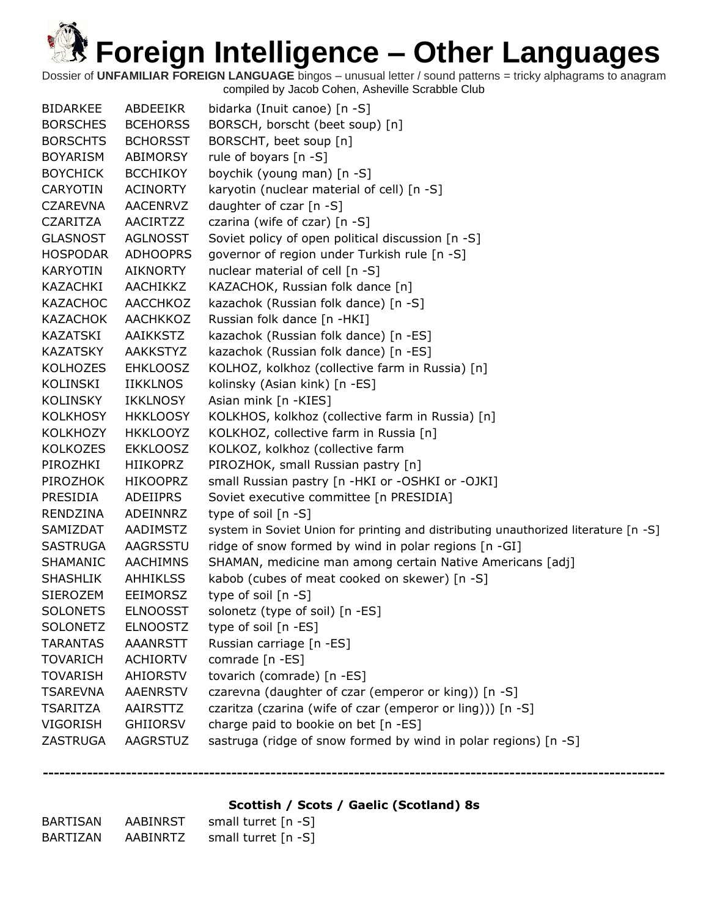# Foreign Intelligence – Other Languages

Dossier of **UNFAMILIAR FOREIGN LANGUAGE** bingos – unusual letter / sound patterns = tricky alphagrams to anagram compiled by Jacob Cohen, Asheville Scrabble Club

| | | |
|---|---|---|
| BIDARKEE | ABDEEIKR | bidarka (Inuit canoe) [n -S] |
| BORSCHES | BCEHORSS | BORSCH, borscht (beet soup) [n] |
| BORSCHTS | BCHORSST | BORSCHT, beet soup [n] |
| BOYARISM | ABIMORSY | rule of boyars [n -S] |
| BOYCHICK | BCCHIKOY | boychik (young man) [n -S] |
| CARYOTIN | ACINORTY | karyotin (nuclear material of cell) [n -S] |
| CZAREVNA | AACENRVZ | daughter of czar [n -S] |
| CZARITZA | AACIRTZZ | czarina (wife of czar) [n -S] |
| GLASNOST | AGLNOSST | Soviet policy of open political discussion [n -S] |
| HOSPODAR | ADHOOPRS | governor of region under Turkish rule [n -S] |
| KARYOTIN | AIKNORTY | nuclear material of cell [n -S] |
| KAZACHKI | AACHIKKZ | KAZACHOK, Russian folk dance [n] |
| KAZACHOC | AACCHKOZ | kazachok (Russian folk dance) [n -S] |
| KAZACHOK | AACHKKOZ | Russian folk dance [n -HKI] |
| KAZATSKI | AAIKKSTZ | kazachok (Russian folk dance) [n -ES] |
| KAZATSKY | AAKKSTYZ | kazachok (Russian folk dance) [n -ES] |
| KOLHOZES | EHKLOOSZ | KOLHOZ, kolkhoz (collective farm in Russia) [n] |
| KOLINSKI | IIKKLNOS | kolinsky (Asian kink) [n -ES] |
| KOLINSKY | IKKLNOSY | Asian mink [n -KIES] |
| KOLKHOSY | HKKLOOSY | KOLKHOS, kolkhoz (collective farm in Russia) [n] |
| KOLKHOZY | HKKLOOYZ | KOLKHOZ, collective farm in Russia [n] |
| KOLKOZES | EKKLOOSZ | KOLKOZ, kolkhoz (collective farm |
| PIROZHKI | HIIKOPRZ | PIROZHOK, small Russian pastry [n] |
| PIROZHOK | HIKOOPRZ | small Russian pastry [n -HKI or -OSHKI or -OJKI] |
| PRESIDIA | ADEIIPRS | Soviet executive committee [n PRESIDIA] |
| RENDZINA | ADEINNRZ | type of soil [n -S] |
| SAMIZDAT | AADIMSTZ | system in Soviet Union for printing and distributing unauthorized literature [n -S] |
| SASTRUGA | AAGRSSTU | ridge of snow formed by wind in polar regions [n -GI] |
| SHAMANIC | AACHIMNS | SHAMAN, medicine man among certain Native Americans [adj] |
| SHASHLIK | AHHIKLSS | kabob (cubes of meat cooked on skewer) [n -S] |
| SIEROZEM | EEIMORSZ | type of soil [n -S] |
| SOLONETS | ELNOOSST | solonetz (type of soil) [n -ES] |
| SOLONETZ | ELNOOSTZ | type of soil [n -ES] |
| TARANTAS | AAANRSTT | Russian carriage [n -ES] |
| TOVARICH | ACHIORTV | comrade [n -ES] |
| TOVARISH | AHIORSTV | tovarich (comrade) [n -ES] |
| TSAREVNA | AAENRSTV | czarevna (daughter of czar (emperor or king)) [n -S] |
| TSARITZA | AAIRSTTZ | czaritza (czarina (wife of czar (emperor or ling))) [n -S] |
| VIGORISH | GHIIORSV | charge paid to bookie on bet [n -ES] |
| ZASTRUGA | AAGRSTUZ | sastruga (ridge of snow formed by wind in polar regions) [n -S] |

---

### Scottish / Scots / Gaelic (Scotland) 8s

| | | |
|---|---|---|
| BARTISAN | AABINRST | small turret [n -S] |
| BARTIZAN | AABINRTZ | small turret [n -S] |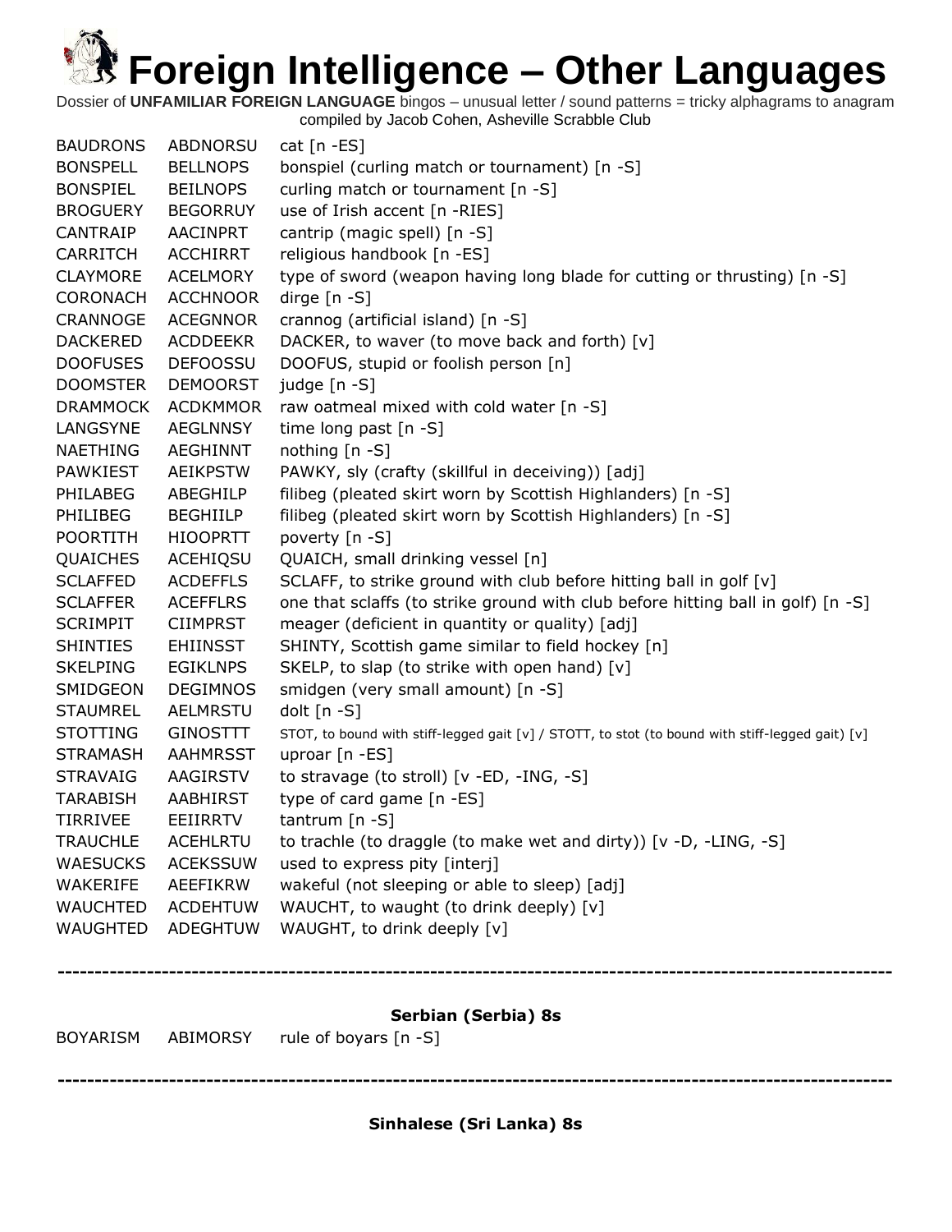# Foreign Intelligence – Other Languages

Dossier of **UNFAMILIAR FOREIGN LANGUAGE** bingos – unusual letter / sound patterns = tricky alphagrams to anagram
compiled by Jacob Cohen, Asheville Scrabble Club

| | | |
|---|---|---|
| BAUDRONS | ABDNORSU | cat [n -ES] |
| BONSPELL | BELLNOPS | bonspiel (curling match or tournament) [n -S] |
| BONSPIEL | BEILNOPS | curling match or tournament [n -S] |
| BROGUERY | BEGORRUY | use of Irish accent [n -RIES] |
| CANTRAIP | AACINPRT | cantrip (magic spell) [n -S] |
| CARRITCH | ACCHIRRT | religious handbook [n -ES] |
| CLAYMORE | ACELMORY | type of sword (weapon having long blade for cutting or thrusting) [n -S] |
| CORONACH | ACCHNOOR | dirge [n -S] |
| CRANNOGE | ACEGNNOR | crannog (artificial island) [n -S] |
| DACKERED | ACDDEEKR | DACKER, to waver (to move back and forth) [v] |
| DOOFUSES | DEFOOSSU | DOOFUS, stupid or foolish person [n] |
| DOOMSTER | DEMOORST | judge [n -S] |
| DRAMMOCK | ACDKMMOR | raw oatmeal mixed with cold water [n -S] |
| LANGSYNE | AEGLNNSY | time long past [n -S] |
| NAETHING | AEGHINNT | nothing [n -S] |
| PAWKIEST | AEIKPSTW | PAWKY, sly (crafty (skillful in deceiving)) [adj] |
| PHILABEG | ABEGHILP | filibeg (pleated skirt worn by Scottish Highlanders) [n -S] |
| PHILIBEG | BEGHIILP | filibeg (pleated skirt worn by Scottish Highlanders) [n -S] |
| POORTITH | HIOOPRTT | poverty [n -S] |
| QUAICHES | ACEHIQSU | QUAICH, small drinking vessel [n] |
| SCLAFFED | ACDEFFLS | SCLAFF, to strike ground with club before hitting ball in golf [v] |
| SCLAFFER | ACEFFLRS | one that sclaffs (to strike ground with club before hitting ball in golf) [n -S] |
| SCRIMPIT | CIIMPRST | meager (deficient in quantity or quality) [adj] |
| SHINTIES | EHIINSST | SHINTY, Scottish game similar to field hockey [n] |
| SKELPING | EGIKLNPS | SKELP, to slap (to strike with open hand) [v] |
| SMIDGEON | DEGIMNOS | smidgen (very small amount) [n -S] |
| STAUMREL | AELMRSTU | dolt [n -S] |
| STOTTING | GINOSTTT | STOT, to bound with stiff-legged gait [v] / STOTT, to stot (to bound with stiff-legged gait) [v] |
| STRAMASH | AAHMRSST | uproar [n -ES] |
| STRAVAIG | AAGIRSTV | to stravage (to stroll) [v -ED, -ING, -S] |
| TARABISH | AABHIRST | type of card game [n -ES] |
| TIRRIVEE | EEIIRRTV | tantrum [n -S] |
| TRAUCHLE | ACEHLRTU | to trachle (to draggle (to make wet and dirty)) [v -D, -LING, -S] |
| WAESUCKS | ACEKSSUW | used to express pity [interj] |
| WAKERIFE | AEEFIKRW | wakeful (not sleeping or able to sleep) [adj] |
| WAUCHTED | ACDEHTUW | WAUCHT, to waught (to drink deeply) [v] |
| WAUGHTED | ADEGHTUW | WAUGHT, to drink deeply [v] |

---

**Serbian (Serbia) 8s**

| | | |
|---|---|---|
| BOYARISM | ABIMORSY | rule of boyars [n -S] |

---

**Sinhalese (Sri Lanka) 8s**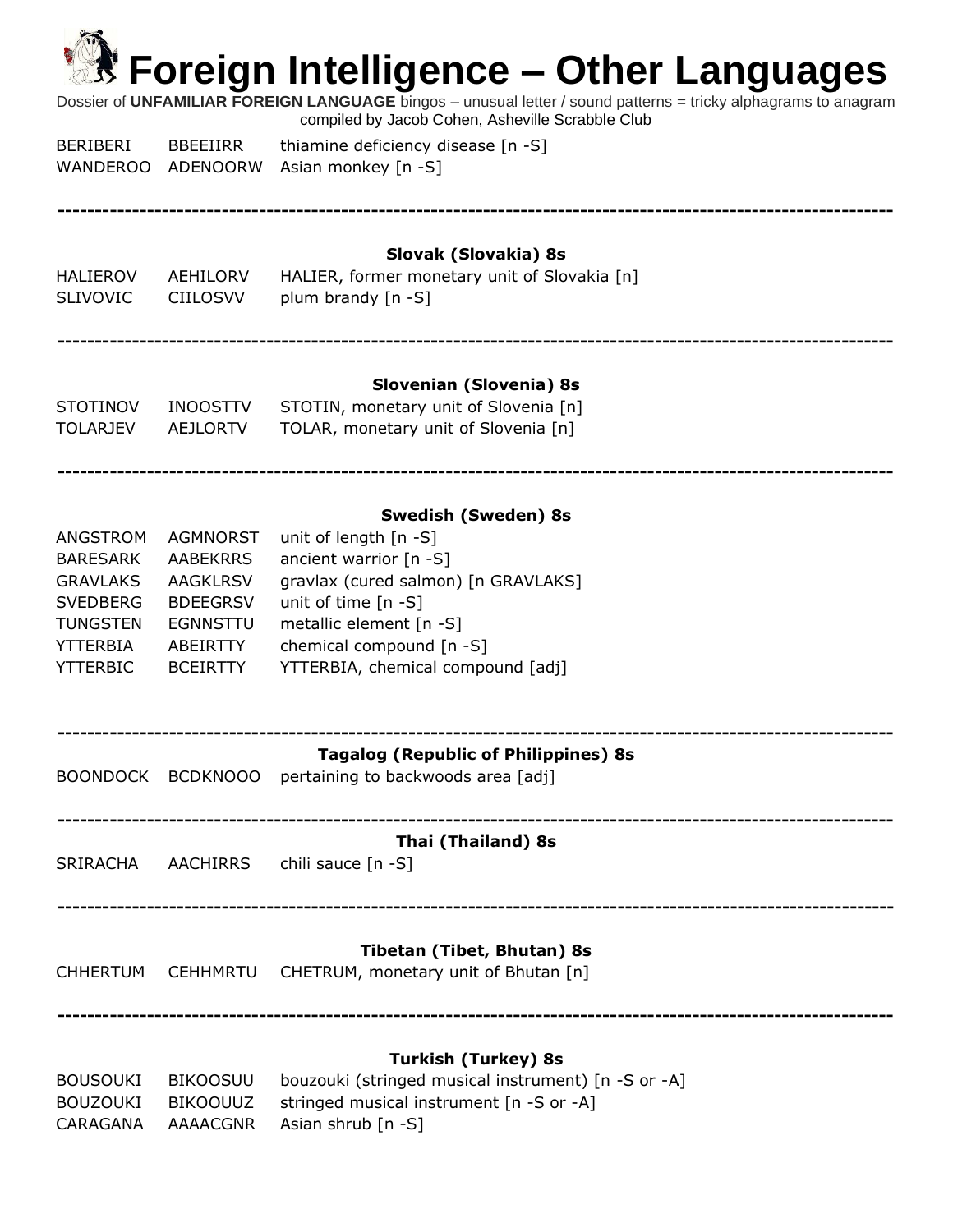# Foreign Intelligence – Other Languages

Dossier of **UNFAMILIAR FOREIGN LANGUAGE** bingos – unusual letter / sound patterns = tricky alphagrams to anagram
compiled by Jacob Cohen, Asheville Scrabble Club

| | | |
|---|---|---|
| BERIBERI | BBEEIIRR | thiamine deficiency disease [n -S] |
| WANDEROO | ADENOORW | Asian monkey [n -S] |

---

### Slovak (Slovakia) 8s

| | | |
|---|---|---|
| HALIEROV | AEHILORV | HALIER, former monetary unit of Slovakia [n] |
| SLIVOVIC | CIILOSVV | plum brandy [n -S] |

---

### Slovenian (Slovenia) 8s

| | | |
|---|---|---|
| STOTINOV | INOOSTTV | STOTIN, monetary unit of Slovenia [n] |
| TOLARJEV | AEJLORTV | TOLAR, monetary unit of Slovenia [n] |

---

### Swedish (Sweden) 8s

| | | |
|---|---|---|
| ANGSTROM | AGMNORST | unit of length [n -S] |
| BARESARK | AABEKRRS | ancient warrior [n -S] |
| GRAVLAKS | AAGKLRSV | gravlax (cured salmon) [n GRAVLAKS] |
| SVEDBERG | BDEEGRSV | unit of time [n -S] |
| TUNGSTEN | EGNNSTTU | metallic element [n -S] |
| YTTERBIA | ABEIRTTY | chemical compound [n -S] |
| YTTERBIC | BCEIRTTY | YTTERBIA, chemical compound [adj] |

---

### Tagalog (Republic of Philippines) 8s

| | | |
|---|---|---|
| BOONDOCK | BCDKNOOO | pertaining to backwoods area [adj] |

---

### Thai (Thailand) 8s

| | | |
|---|---|---|
| SRIRACHA | AACHIRRS | chili sauce [n -S] |

---

### Tibetan (Tibet, Bhutan) 8s

| | | |
|---|---|---|
| CHHERTUM | CEHHMRTU | CHETRUM, monetary unit of Bhutan [n] |

---

### Turkish (Turkey) 8s

| | | |
|---|---|---|
| BOUSOUKI | BIKOOSUU | bouzouki (stringed musical instrument) [n -S or -A] |
| BOUZOUKI | BIKOOUUZ | stringed musical instrument [n -S or -A] |
| CARAGANA | AAAACGNR | Asian shrub [n -S] |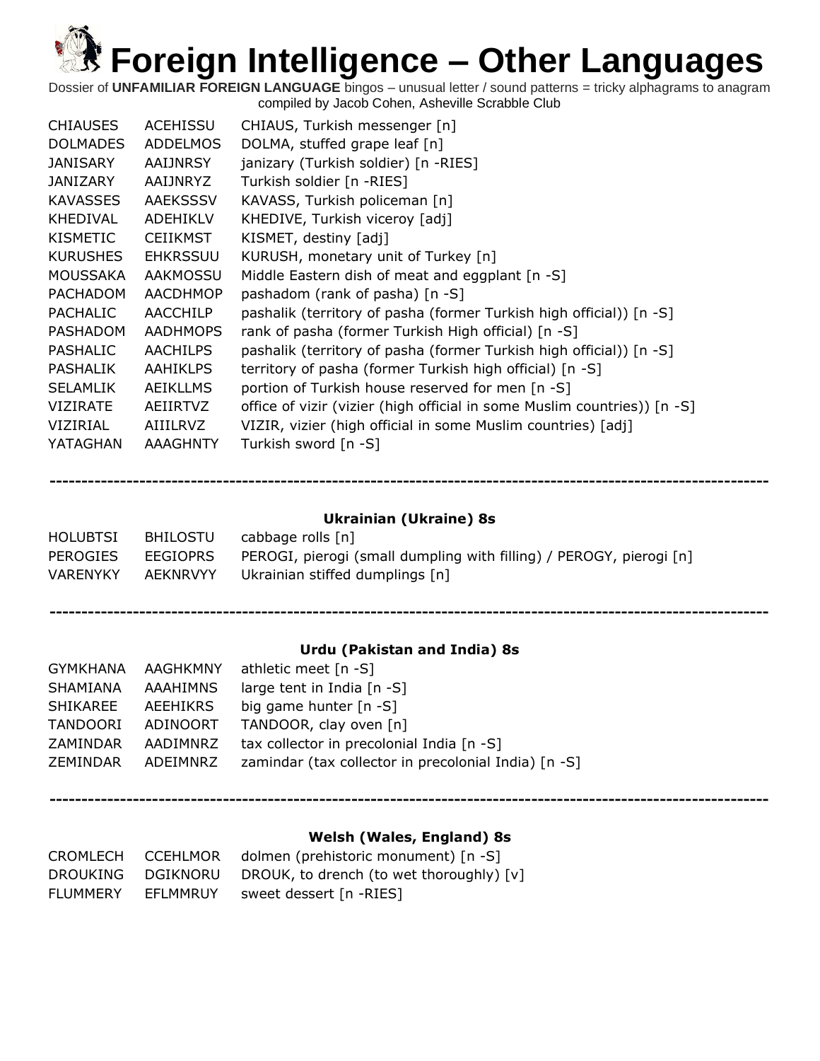# Foreign Intelligence – Other Languages

Dossier of **UNFAMILIAR FOREIGN LANGUAGE** bingos – unusual letter / sound patterns = tricky alphagrams to anagram compiled by Jacob Cohen, Asheville Scrabble Club

| | | |
|---|---|---|
| CHIAUSES | ACEHISSU | CHIAUS, Turkish messenger [n] |
| DOLMADES | ADDELMOS | DOLMA, stuffed grape leaf [n] |
| JANISARY | AAIJNRSY | janizary (Turkish soldier) [n -RIES] |
| JANIZARY | AAIJNRYZ | Turkish soldier [n -RIES] |
| KAVASSES | AAEKSSSV | KAVASS, Turkish policeman [n] |
| KHEDIVAL | ADEHIKLV | KHEDIVE, Turkish viceroy [adj] |
| KISMETIC | CEIIKMST | KISMET, destiny [adj] |
| KURUSHES | EHKRSSUU | KURUSH, monetary unit of Turkey [n] |
| MOUSSAKA | AAKMOSSU | Middle Eastern dish of meat and eggplant [n -S] |
| PACHADOM | AACDHMOP | pashadom (rank of pasha) [n -S] |
| PACHALIC | AACCHILP | pashalik (territory of pasha (former Turkish high official)) [n -S] |
| PASHADOM | AADHMOPS | rank of pasha (former Turkish High official) [n -S] |
| PASHALIC | AACHILPS | pashalik (territory of pasha (former Turkish high official)) [n -S] |
| PASHALIK | AAHIKLPS | territory of pasha (former Turkish high official) [n -S] |
| SELAMLIK | AEIKLLMS | portion of Turkish house reserved for men [n -S] |
| VIZIRATE | AEIIRTVZ | office of vizir (vizier (high official in some Muslim countries)) [n -S] |
| VIZIRIAL | AIIILRVZ | VIZIR, vizier (high official in some Muslim countries) [adj] |
| YATAGHAN | AAAGHNTY | Turkish sword [n -S] |

---

### Ukrainian (Ukraine) 8s

| | | |
|---|---|---|
| HOLUBTSI | BHILOSTU | cabbage rolls [n] |
| PEROGIES | EEGIOPRS | PEROGI, pierogi (small dumpling with filling) / PEROGY, pierogi [n] |
| VARENYKY | AEKNRVYY | Ukrainian stiffed dumplings [n] |

---

### Urdu (Pakistan and India) 8s

| | | |
|---|---|---|
| GYMKHANA | AAGHKMNY | athletic meet [n -S] |
| SHAMIANA | AAAHIMNS | large tent in India [n -S] |
| SHIKAREE | AEEHIKRS | big game hunter [n -S] |
| TANDOORI | ADINOORT | TANDOOR, clay oven [n] |
| ZAMINDAR | AADIMNRZ | tax collector in precolonial India [n -S] |
| ZEMINDAR | ADEIMNRZ | zamindar (tax collector in precolonial India) [n -S] |

---

### Welsh (Wales, England) 8s

| | | |
|---|---|---|
| CROMLECH | CCEHLMOR | dolmen (prehistoric monument) [n -S] |
| DROUKING | DGIKNORU | DROUK, to drench (to wet thoroughly) [v] |
| FLUMMERY | EFLMMRUY | sweet dessert [n -RIES] |